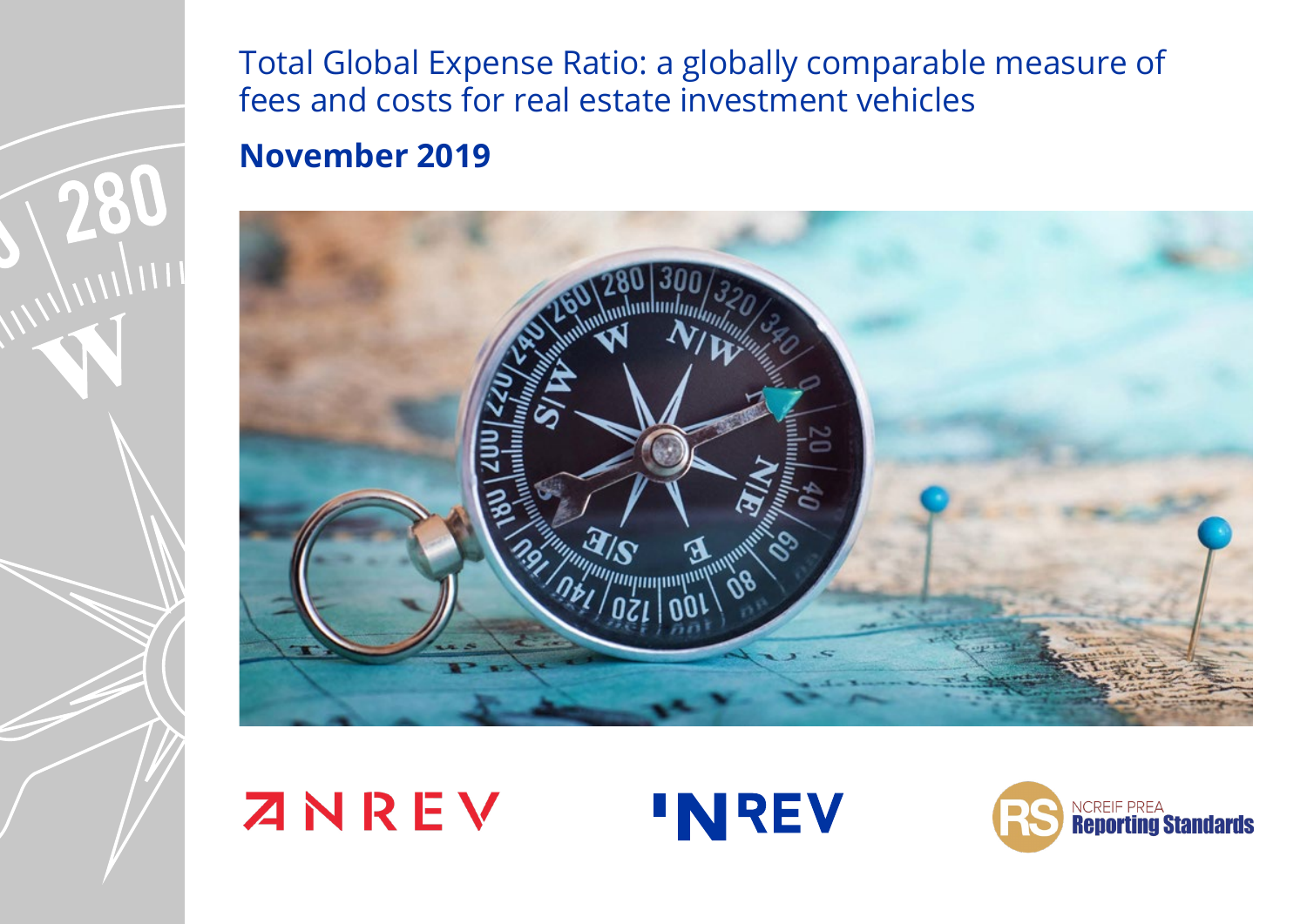# Total Global Expense Ratio: a globally comparable measure of fees and costs for real estate investment vehicles

## November 2019

ANREV

INREV

NCREIF PREA Reporting Standards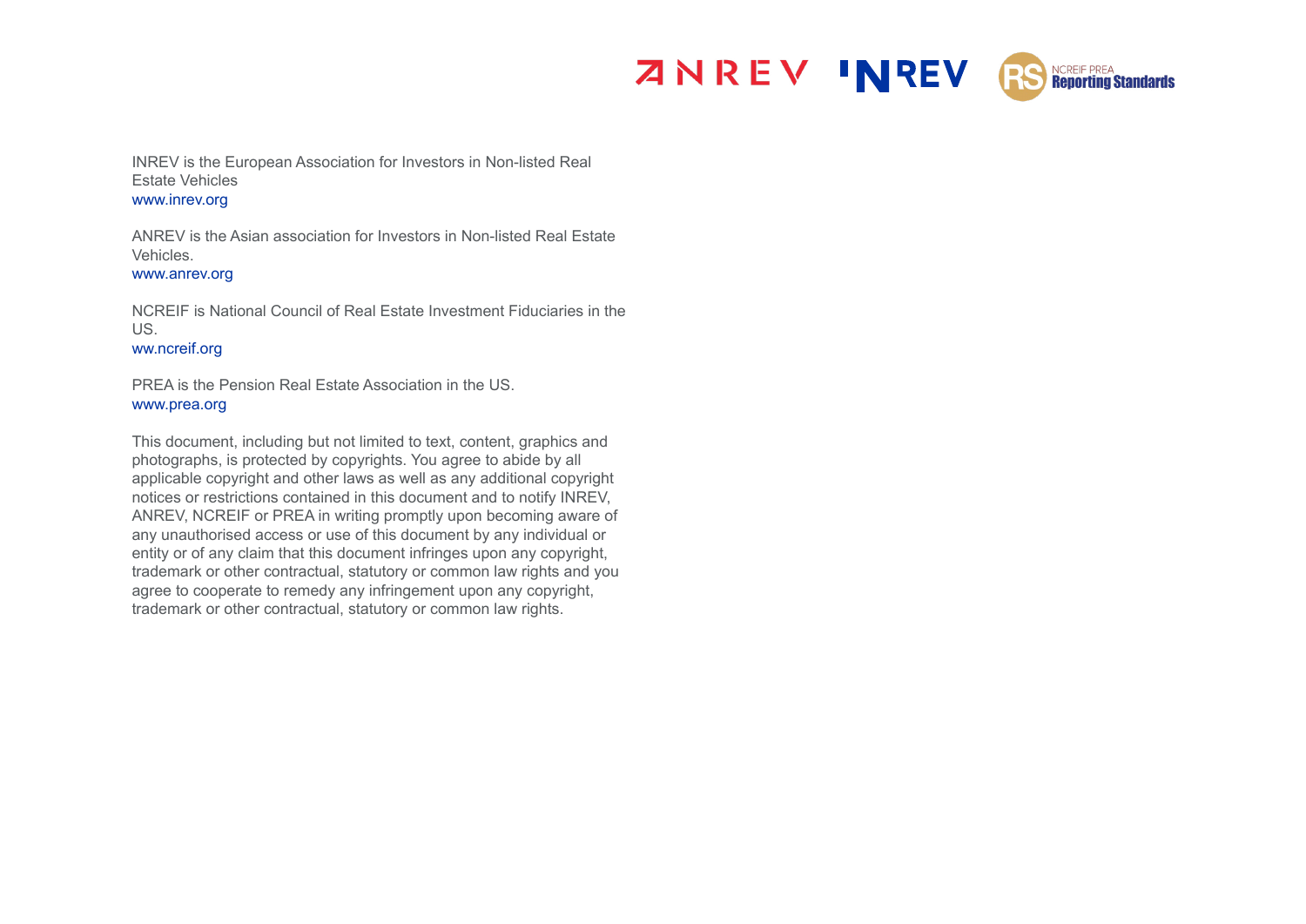INREV is the European Association for Investors in Non-listed Real Estate Vehicles
www.inrev.org

ANREV is the Asian association for Investors in Non-listed Real Estate Vehicles.
www.anrev.org

NCREIF is National Council of Real Estate Investment Fiduciaries in the US.
ww.ncreif.org

PREA is the Pension Real Estate Association in the US.
www.prea.org

This document, including but not limited to text, content, graphics and photographs, is protected by copyrights. You agree to abide by all applicable copyright and other laws as well as any additional copyright notices or restrictions contained in this document and to notify INREV, ANREV, NCREIF or PREA in writing promptly upon becoming aware of any unauthorised access or use of this document by any individual or entity or of any claim that this document infringes upon any copyright, trademark or other contractual, statutory or common law rights and you agree to cooperate to remedy any infringement upon any copyright, trademark or other contractual, statutory or common law rights.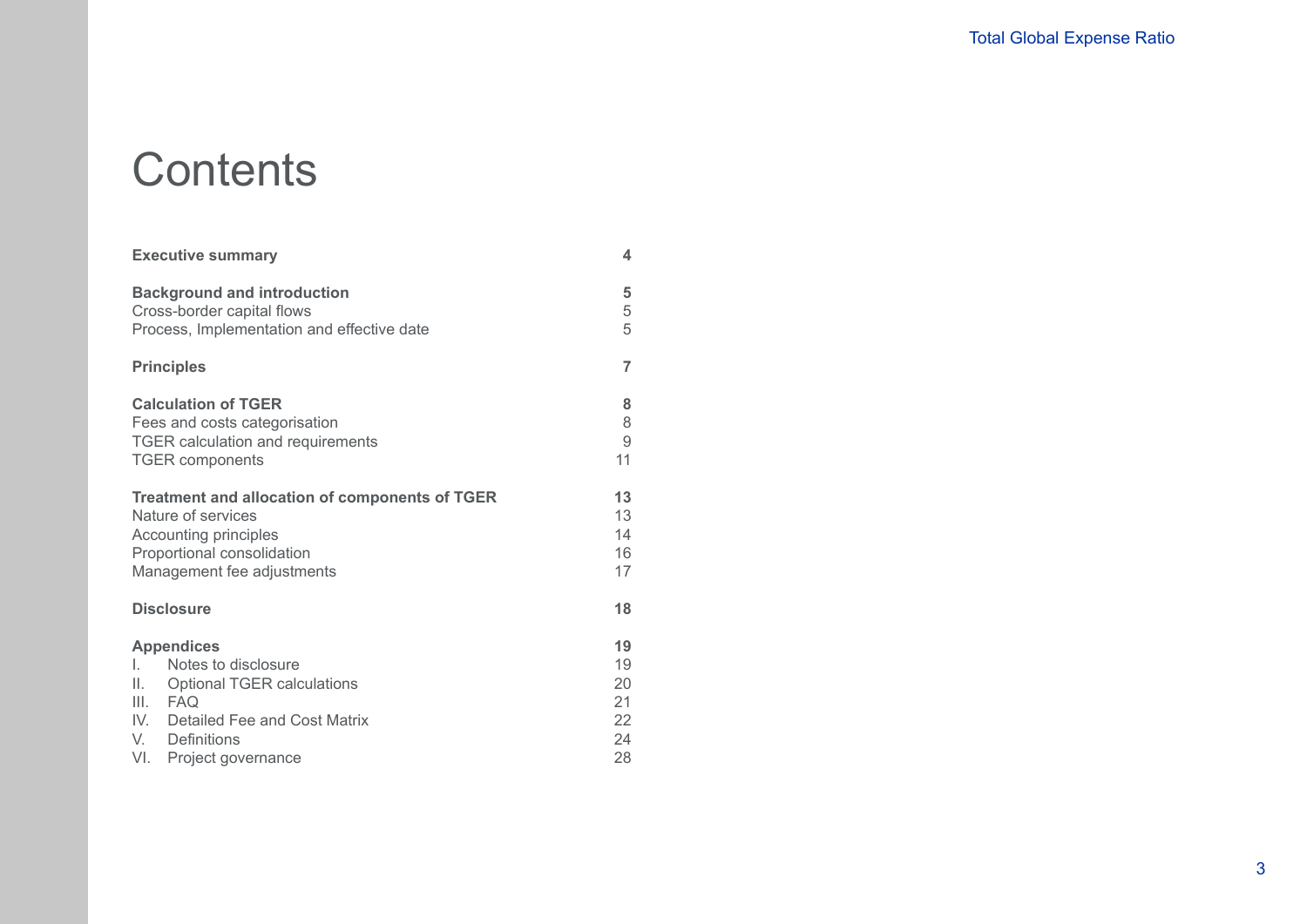# Contents

| | |
|---|---|
| **Executive summary** | **4** |
| | |
| **Background and introduction** | **5** |
| Cross-border capital flows | 5 |
| Process, Implementation and effective date | 5 |
| | |
| **Principles** | **7** |
| | |
| **Calculation of TGER** | **8** |
| Fees and costs categorisation | 8 |
| TGER calculation and requirements | 9 |
| TGER components | 11 |
| | |
| **Treatment and allocation of components of TGER** | **13** |
| Nature of services | 13 |
| Accounting principles | 14 |
| Proportional consolidation | 16 |
| Management fee adjustments | 17 |
| | |
| **Disclosure** | **18** |
| | |
| **Appendices** | **19** |
| I. Notes to disclosure | 19 |
| II. Optional TGER calculations | 20 |
| III. FAQ | 21 |
| IV. Detailed Fee and Cost Matrix | 22 |
| V. Definitions | 24 |
| VI. Project governance | 28 |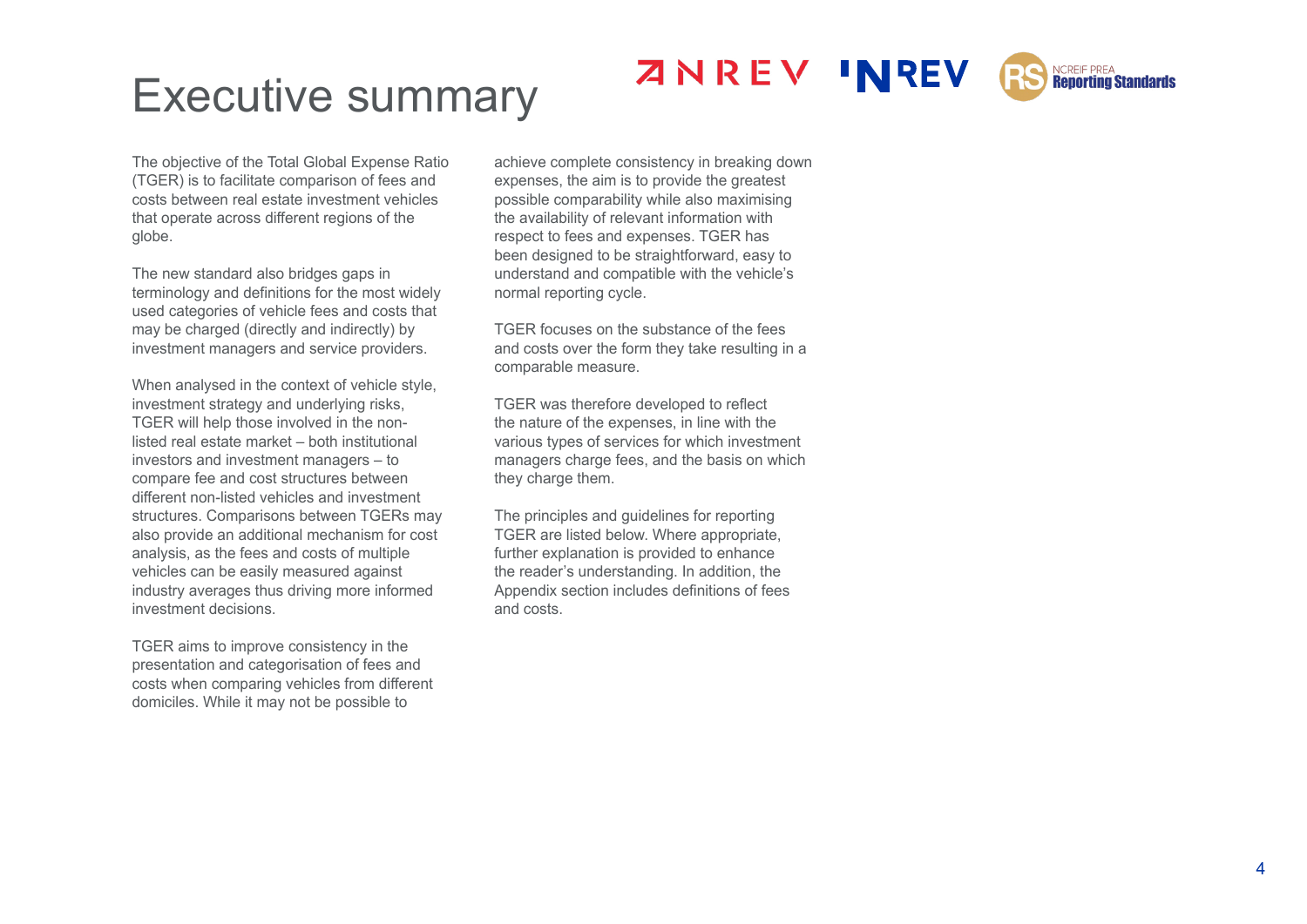# Executive summary

The objective of the Total Global Expense Ratio (TGER) is to facilitate comparison of fees and costs between real estate investment vehicles that operate across different regions of the globe.

The new standard also bridges gaps in terminology and definitions for the most widely used categories of vehicle fees and costs that may be charged (directly and indirectly) by investment managers and service providers.

When analysed in the context of vehicle style, investment strategy and underlying risks, TGER will help those involved in the non-listed real estate market – both institutional investors and investment managers – to compare fee and cost structures between different non-listed vehicles and investment structures. Comparisons between TGERs may also provide an additional mechanism for cost analysis, as the fees and costs of multiple vehicles can be easily measured against industry averages thus driving more informed investment decisions.

TGER aims to improve consistency in the presentation and categorisation of fees and costs when comparing vehicles from different domiciles. While it may not be possible to achieve complete consistency in breaking down expenses, the aim is to provide the greatest possible comparability while also maximising the availability of relevant information with respect to fees and expenses. TGER has been designed to be straightforward, easy to understand and compatible with the vehicle's normal reporting cycle.

TGER focuses on the substance of the fees and costs over the form they take resulting in a comparable measure.

TGER was therefore developed to reflect the nature of the expenses, in line with the various types of services for which investment managers charge fees, and the basis on which they charge them.

The principles and guidelines for reporting TGER are listed below. Where appropriate, further explanation is provided to enhance the reader's understanding. In addition, the Appendix section includes definitions of fees and costs.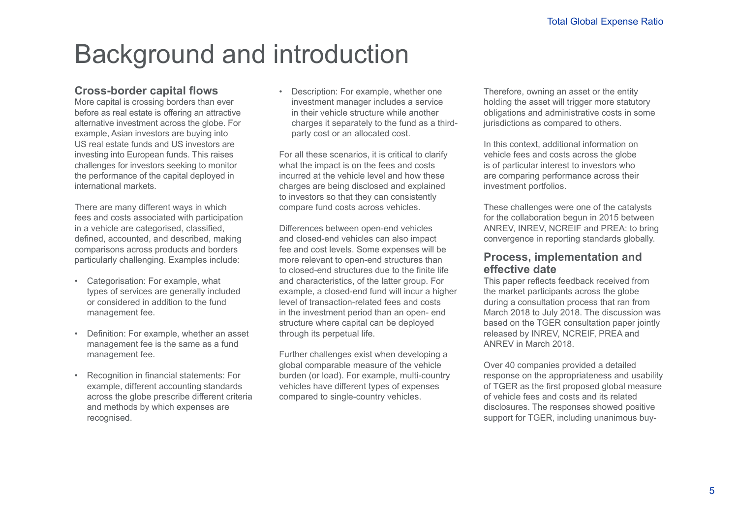# Background and introduction

## Cross-border capital flows

More capital is crossing borders than ever before as real estate is offering an attractive alternative investment across the globe. For example, Asian investors are buying into US real estate funds and US investors are investing into European funds. This raises challenges for investors seeking to monitor the performance of the capital deployed in international markets.

There are many different ways in which fees and costs associated with participation in a vehicle are categorised, classified, defined, accounted, and described, making comparisons across products and borders particularly challenging. Examples include:

- Categorisation: For example, what types of services are generally included or considered in addition to the fund management fee.
- Definition: For example, whether an asset management fee is the same as a fund management fee.
- Recognition in financial statements: For example, different accounting standards across the globe prescribe different criteria and methods by which expenses are recognised.
- Description: For example, whether one investment manager includes a service in their vehicle structure while another charges it separately to the fund as a third-party cost or an allocated cost.

For all these scenarios, it is critical to clarify what the impact is on the fees and costs incurred at the vehicle level and how these charges are being disclosed and explained to investors so that they can consistently compare fund costs across vehicles.

Differences between open-end vehicles and closed-end vehicles can also impact fee and cost levels. Some expenses will be more relevant to open-end structures than to closed-end structures due to the finite life and characteristics, of the latter group. For example, a closed-end fund will incur a higher level of transaction-related fees and costs in the investment period than an open- end structure where capital can be deployed through its perpetual life.

Further challenges exist when developing a global comparable measure of the vehicle burden (or load). For example, multi-country vehicles have different types of expenses compared to single-country vehicles. Therefore, owning an asset or the entity holding the asset will trigger more statutory obligations and administrative costs in some jurisdictions as compared to others.

In this context, additional information on vehicle fees and costs across the globe is of particular interest to investors who are comparing performance across their investment portfolios.

These challenges were one of the catalysts for the collaboration begun in 2015 between ANREV, INREV, NCREIF and PREA: to bring convergence in reporting standards globally.

## Process, implementation and effective date

This paper reflects feedback received from the market participants across the globe during a consultation process that ran from March 2018 to July 2018. The discussion was based on the TGER consultation paper jointly released by INREV, NCREIF, PREA and ANREV in March 2018.

Over 40 companies provided a detailed response on the appropriateness and usability of TGER as the first proposed global measure of vehicle fees and costs and its related disclosures. The responses showed positive support for TGER, including unanimous buy-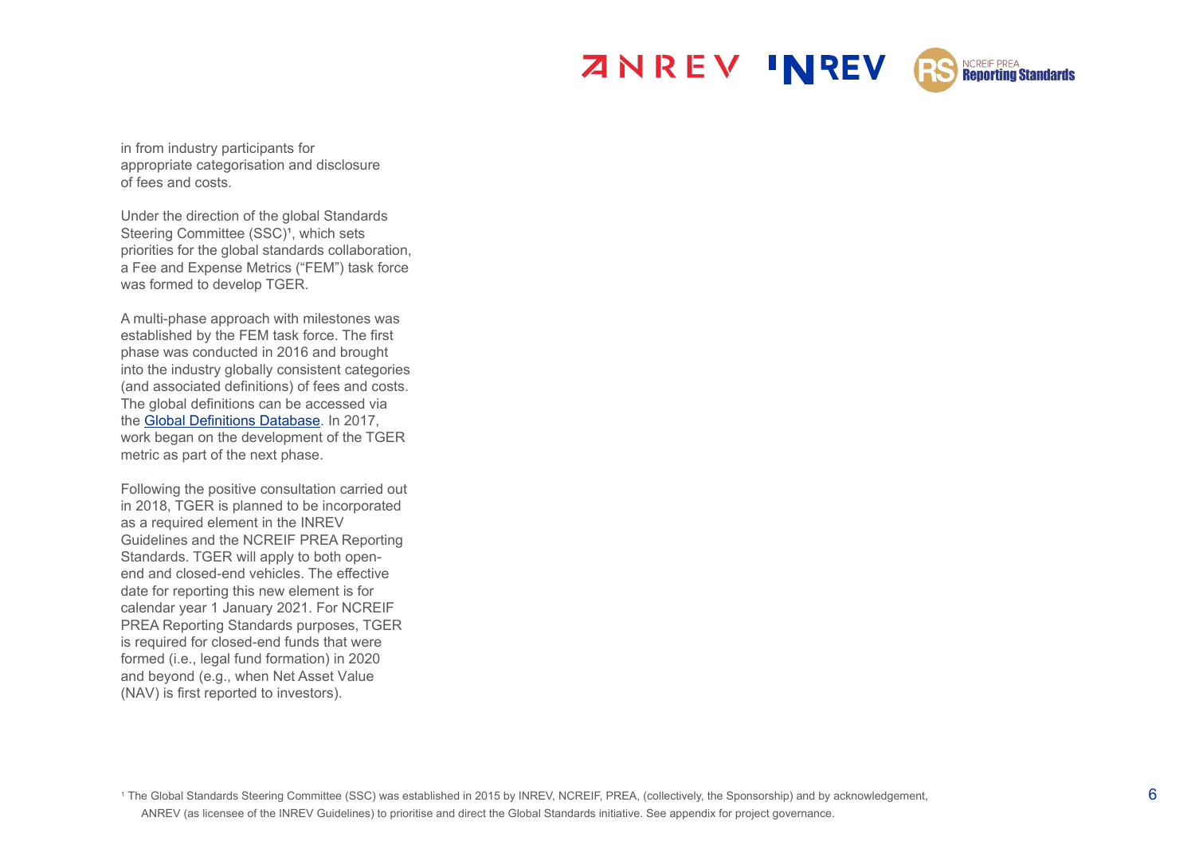in from industry participants for appropriate categorisation and disclosure of fees and costs.

Under the direction of the global Standards Steering Committee (SSC)[1], which sets priorities for the global standards collaboration, a Fee and Expense Metrics ("FEM") task force was formed to develop TGER.

A multi-phase approach with milestones was established by the FEM task force. The first phase was conducted in 2016 and brought into the industry globally consistent categories (and associated definitions) of fees and costs. The global definitions can be accessed via the [Global Definitions Database](). In 2017, work began on the development of the TGER metric as part of the next phase.

Following the positive consultation carried out in 2018, TGER is planned to be incorporated as a required element in the INREV Guidelines and the NCREIF PREA Reporting Standards. TGER will apply to both open-end and closed-end vehicles. The effective date for reporting this new element is for calendar year 1 January 2021. For NCREIF PREA Reporting Standards purposes, TGER is required for closed-end funds that were formed (i.e., legal fund formation) in 2020 and beyond (e.g., when Net Asset Value (NAV) is first reported to investors).

[1] The Global Standards Steering Committee (SSC) was established in 2015 by INREV, NCREIF, PREA, (collectively, the Sponsorship) and by acknowledgement, ANREV (as licensee of the INREV Guidelines) to prioritise and direct the Global Standards initiative. See appendix for project governance.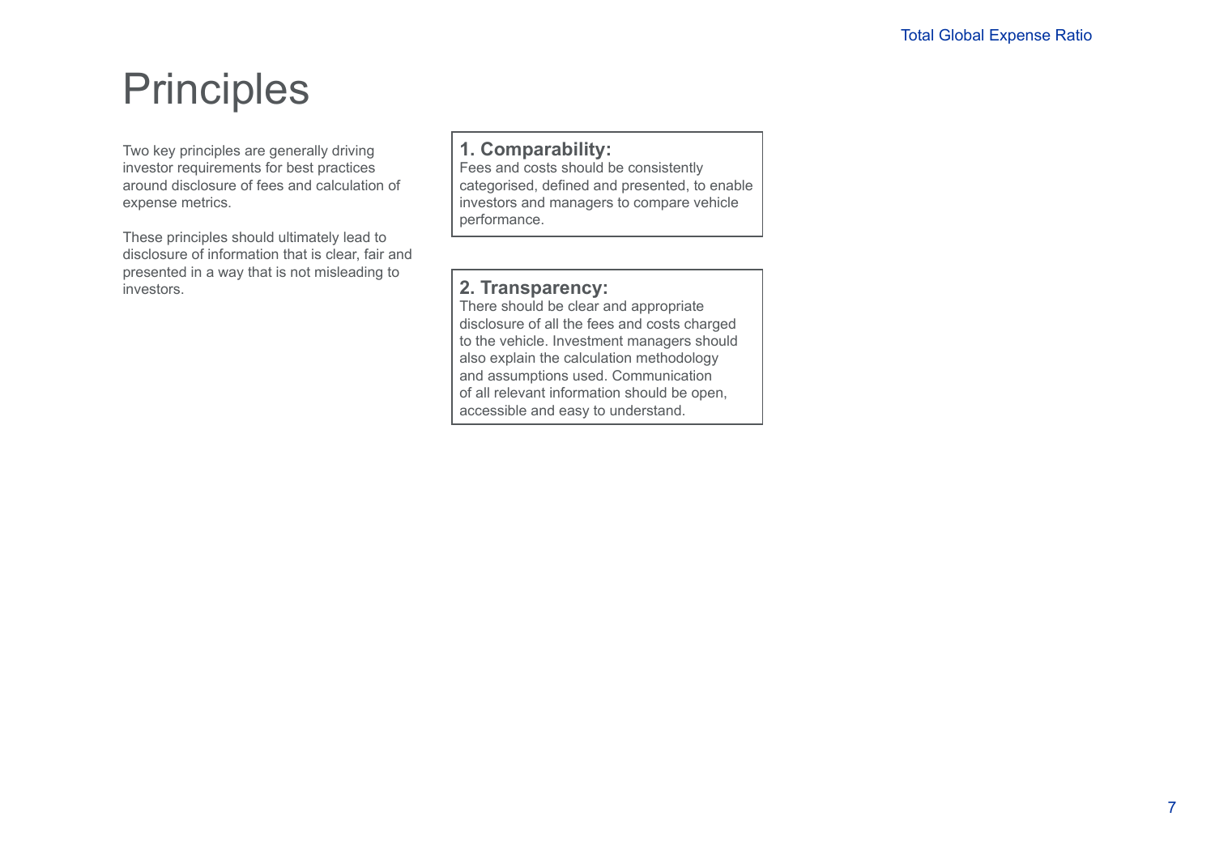# Principles

Two key principles are generally driving investor requirements for best practices around disclosure of fees and calculation of expense metrics.

These principles should ultimately lead to disclosure of information that is clear, fair and presented in a way that is not misleading to investors.

**1. Comparability:**
Fees and costs should be consistently categorised, defined and presented, to enable investors and managers to compare vehicle performance.

**2. Transparency:**
There should be clear and appropriate disclosure of all the fees and costs charged to the vehicle. Investment managers should also explain the calculation methodology and assumptions used. Communication of all relevant information should be open, accessible and easy to understand.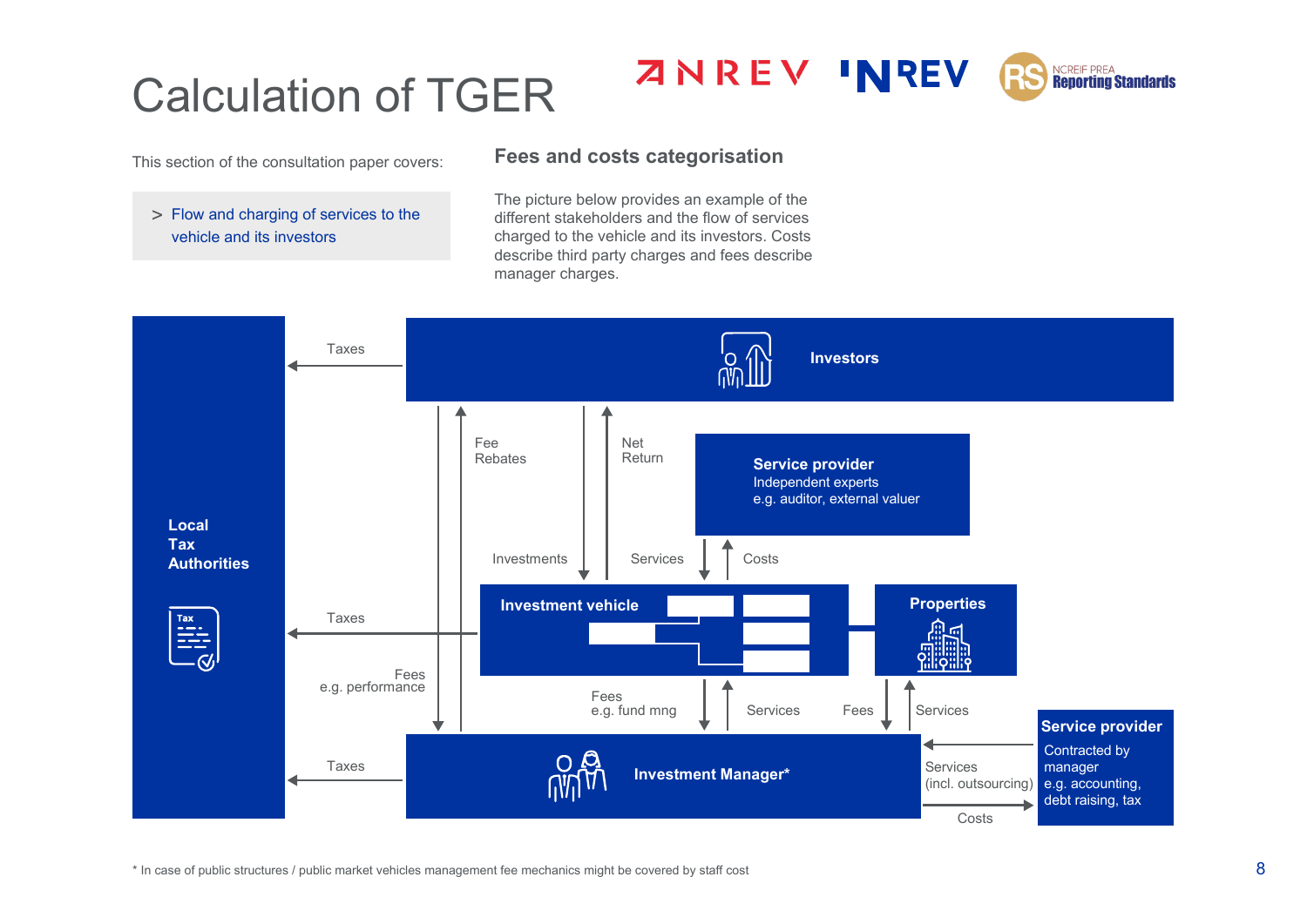# Calculation of TGER

This section of the consultation paper covers:

> Flow and charging of services to the vehicle and its investors

## Fees and costs categorisation

The picture below provides an example of the different stakeholders and the flow of services charged to the vehicle and its investors. Costs describe third party charges and fees describe manager charges.

**Investors**

**Local Tax Authorities**

**Service provider**
Independent experts
e.g. auditor, external valuer

**Investment vehicle**

**Properties**

**Investment Manager***

**Service provider**
Contracted by manager
e.g. accounting, debt raising, tax

Taxes

Fee Rebates

Net Return

Investments

Services

Costs

Taxes

Fees
e.g. performance

Fees
e.g. fund mng

Services

Fees

Services

Taxes

Services
(incl. outsourcing)

Costs

\* In case of public structures / public market vehicles management fee mechanics might be covered by staff cost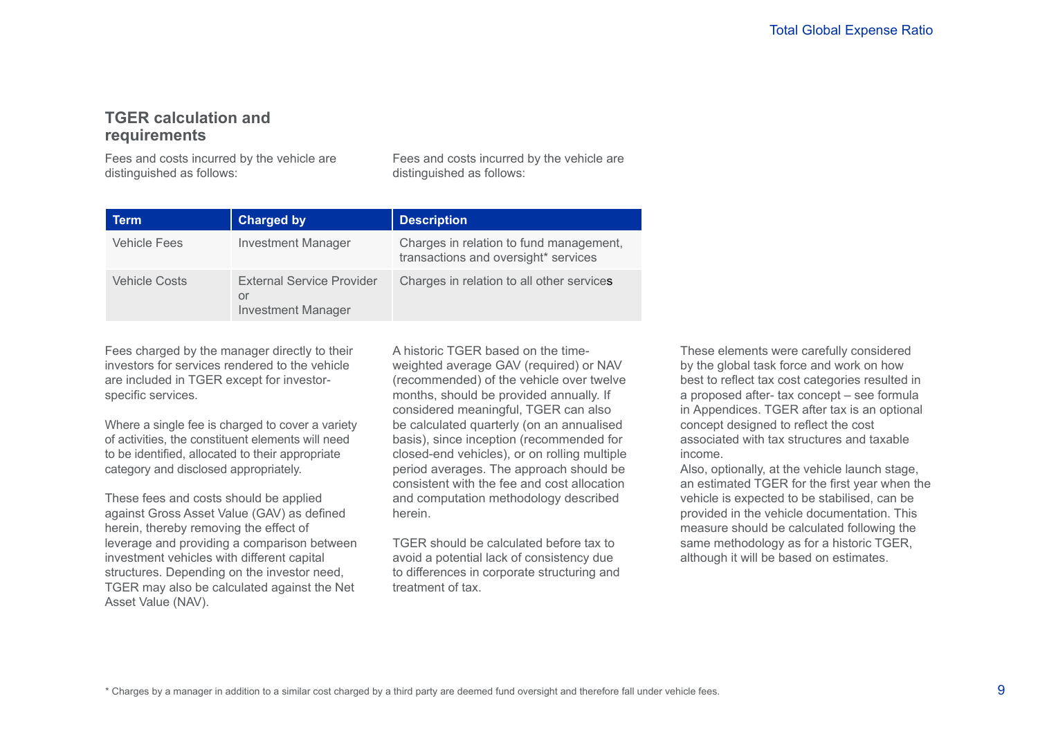## TGER calculation and requirements

Fees and costs incurred by the vehicle are distinguished as follows:

Fees and costs incurred by the vehicle are distinguished as follows:

| Term | Charged by | Description |
|---|---|---|
| Vehicle Fees | Investment Manager | Charges in relation to fund management, transactions and oversight* services |
| Vehicle Costs | External Service Provider or Investment Manager | Charges in relation to all other services |

Fees charged by the manager directly to their investors for services rendered to the vehicle are included in TGER except for investor-specific services.

Where a single fee is charged to cover a variety of activities, the constituent elements will need to be identified, allocated to their appropriate category and disclosed appropriately.

These fees and costs should be applied against Gross Asset Value (GAV) as defined herein, thereby removing the effect of leverage and providing a comparison between investment vehicles with different capital structures. Depending on the investor need, TGER may also be calculated against the Net Asset Value (NAV).

A historic TGER based on the time-weighted average GAV (required) or NAV (recommended) of the vehicle over twelve months, should be provided annually. If considered meaningful, TGER can also be calculated quarterly (on an annualised basis), since inception (recommended for closed-end vehicles), or on rolling multiple period averages. The approach should be consistent with the fee and cost allocation and computation methodology described herein.

TGER should be calculated before tax to avoid a potential lack of consistency due to differences in corporate structuring and treatment of tax.

These elements were carefully considered by the global task force and work on how best to reflect tax cost categories resulted in a proposed after- tax concept – see formula in Appendices. TGER after tax is an optional concept designed to reflect the cost associated with tax structures and taxable income.

Also, optionally, at the vehicle launch stage, an estimated TGER for the first year when the vehicle is expected to be stabilised, can be provided in the vehicle documentation. This measure should be calculated following the same methodology as for a historic TGER, although it will be based on estimates.

\* Charges by a manager in addition to a similar cost charged by a third party are deemed fund oversight and therefore fall under vehicle fees.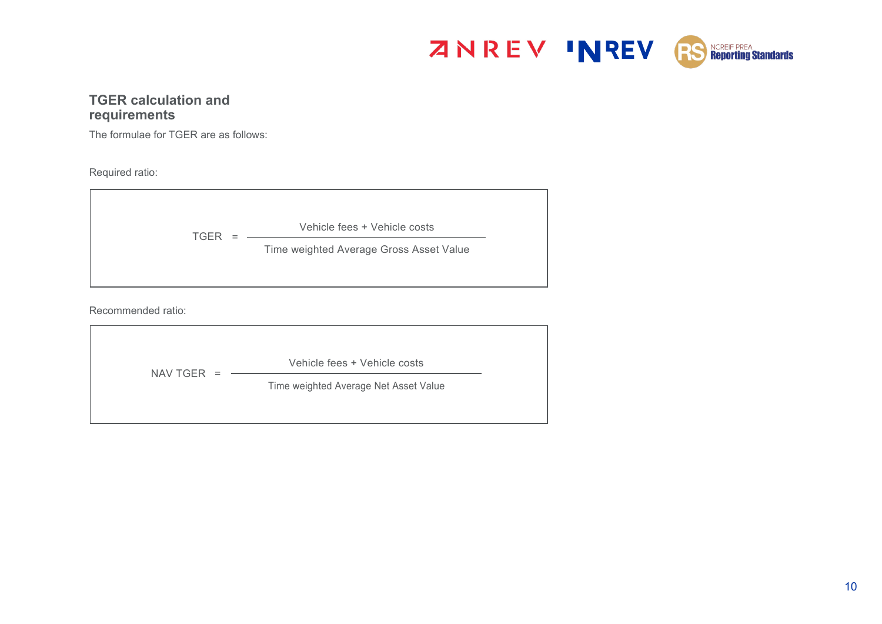## TGER calculation and requirements

The formulae for TGER are as follows:

Required ratio:

$$\text{TGER} = \frac{\text{Vehicle fees + Vehicle costs}}{\text{Time weighted Average Gross Asset Value}}$$

Recommended ratio:

$$\text{NAV TGER} = \frac{\text{Vehicle fees + Vehicle costs}}{\text{Time weighted Average Net Asset Value}}$$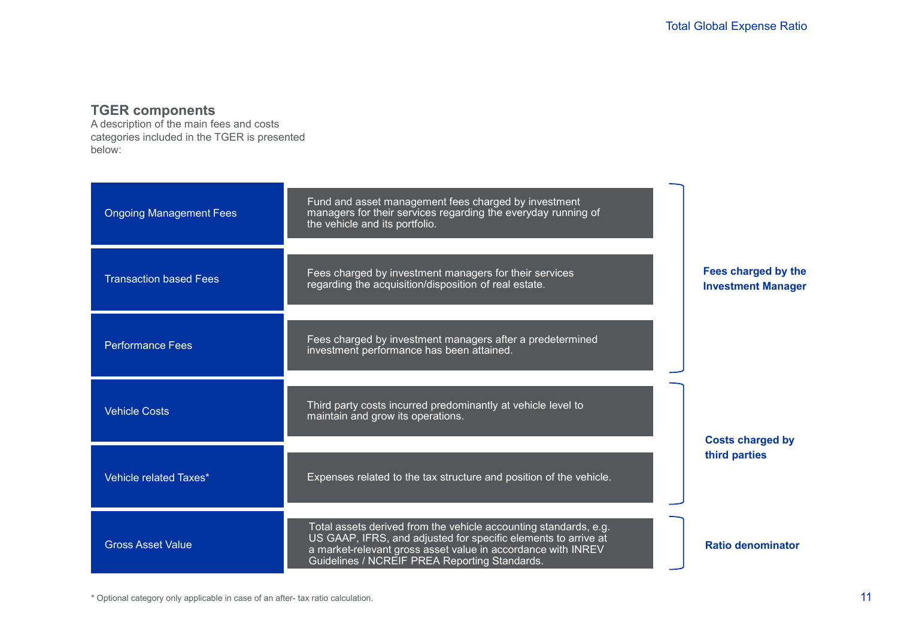## TGER components

A description of the main fees and costs categories included in the TGER is presented below:

| Component | Description | Group |
| --- | --- | --- |
| Ongoing Management Fees | Fund and asset management fees charged by investment managers for their services regarding the everyday running of the vehicle and its portfolio. | Fees charged by the Investment Manager |
| Transaction based Fees | Fees charged by investment managers for their services regarding the acquisition/disposition of real estate. | |
| Performance Fees | Fees charged by investment managers after a predetermined investment performance has been attained. | |
| Vehicle Costs | Third party costs incurred predominantly at vehicle level to maintain and grow its operations. | Costs charged by third parties |
| Vehicle related Taxes* | Expenses related to the tax structure and position of the vehicle. | |
| Gross Asset Value | Total assets derived from the vehicle accounting standards, e.g. US GAAP, IFRS, and adjusted for specific elements to arrive at a market-relevant gross asset value in accordance with INREV Guidelines / NCREIF PREA Reporting Standards. | Ratio denominator |

* Optional category only applicable in case of an after- tax ratio calculation.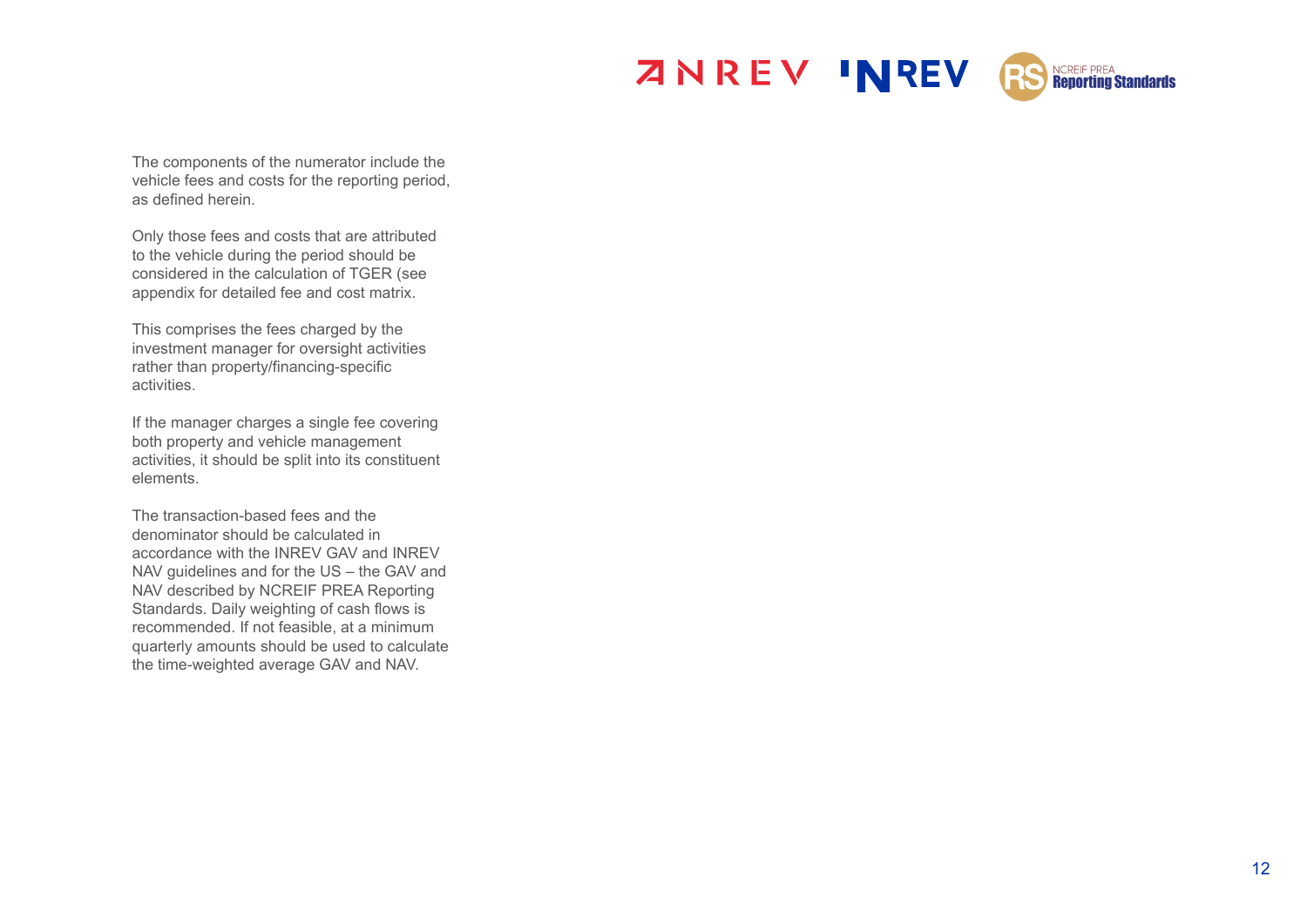The components of the numerator include the vehicle fees and costs for the reporting period, as defined herein.

Only those fees and costs that are attributed to the vehicle during the period should be considered in the calculation of TGER (see appendix for detailed fee and cost matrix.

This comprises the fees charged by the investment manager for oversight activities rather than property/financing-specific activities.

If the manager charges a single fee covering both property and vehicle management activities, it should be split into its constituent elements.

The transaction-based fees and the denominator should be calculated in accordance with the INREV GAV and INREV NAV guidelines and for the US – the GAV and NAV described by NCREIF PREA Reporting Standards. Daily weighting of cash flows is recommended. If not feasible, at a minimum quarterly amounts should be used to calculate the time-weighted average GAV and NAV.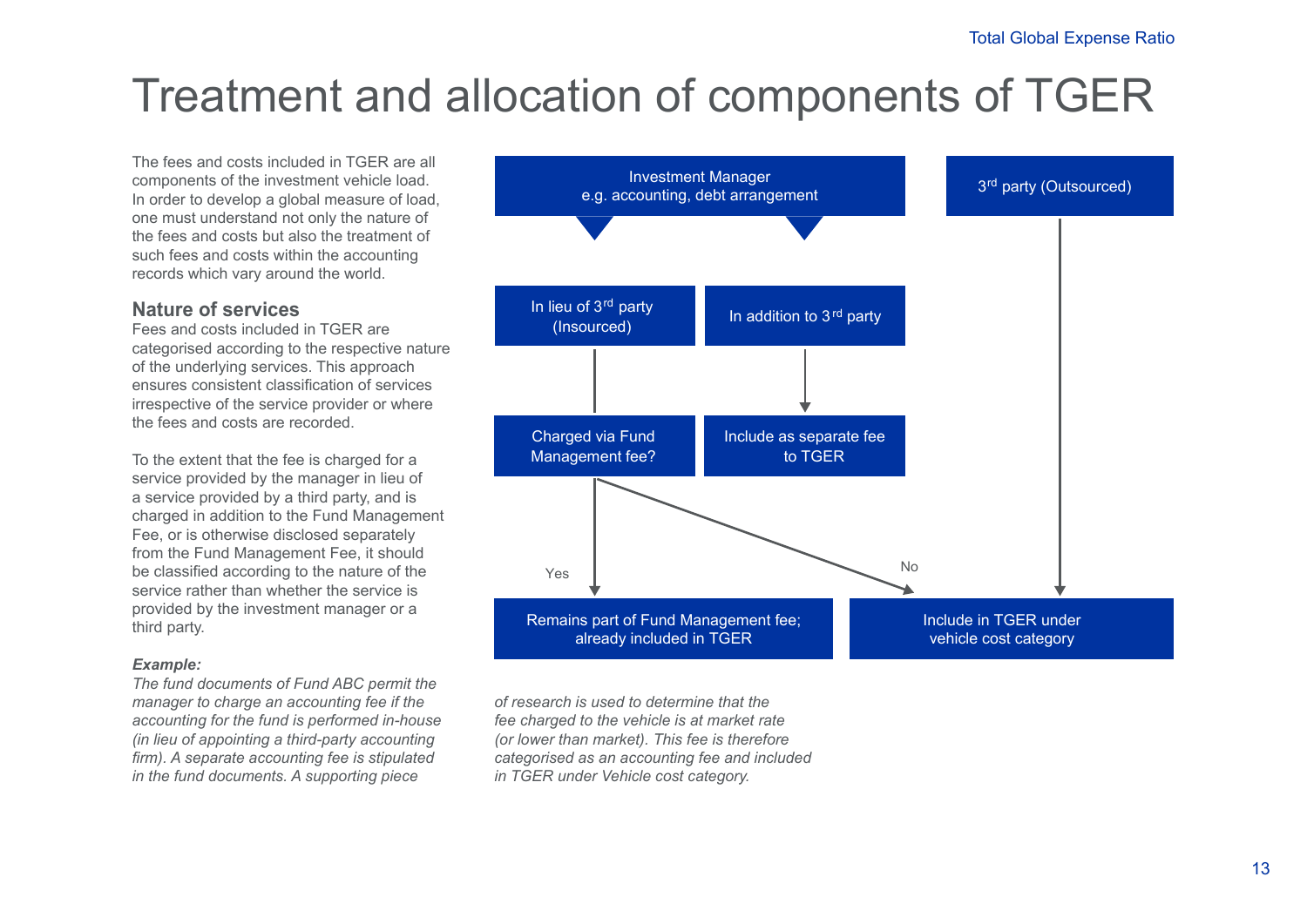# Treatment and allocation of components of TGER

The fees and costs included in TGER are all components of the investment vehicle load. In order to develop a global measure of load, one must understand not only the nature of the fees and costs but also the treatment of such fees and costs within the accounting records which vary around the world.

## Nature of services

Fees and costs included in TGER are categorised according to the respective nature of the underlying services. This approach ensures consistent classification of services irrespective of the service provider or where the fees and costs are recorded.

To the extent that the fee is charged for a service provided by the manager in lieu of a service provided by a third party, and is charged in addition to the Fund Management Fee, or is otherwise disclosed separately from the Fund Management Fee, it should be classified according to the nature of the service rather than whether the service is provided by the investment manager or a third party.

***Example:***

*The fund documents of Fund ABC permit the manager to charge an accounting fee if the accounting for the fund is performed in-house (in lieu of appointing a third-party accounting firm). A separate accounting fee is stipulated in the fund documents. A supporting piece of research is used to determine that the fee charged to the vehicle is at market rate (or lower than market). This fee is therefore categorised as an accounting fee and included in TGER under Vehicle cost category.*

Investment Manager e.g. accounting, debt arrangement
- In lieu of 3rd party (Insourced) → Charged via Fund Management fee?
  - Yes → Remains part of Fund Management fee; already included in TGER
  - No → Include in TGER under vehicle cost category
- In addition to 3rd party → Include as separate fee to TGER

3rd party (Outsourced) → Include in TGER under vehicle cost category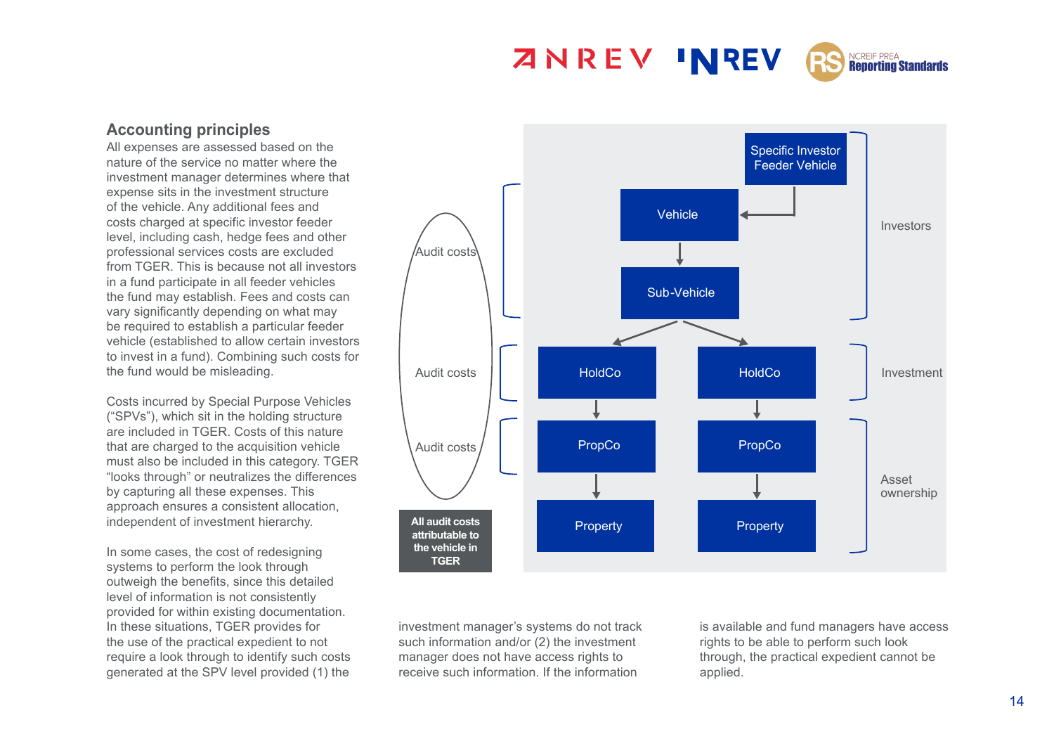## Accounting principles

All expenses are assessed based on the nature of the service no matter where the investment manager determines where that expense sits in the investment structure of the vehicle. Any additional fees and costs charged at specific investor feeder level, including cash, hedge fees and other professional services costs are excluded from TGER. This is because not all investors in a fund participate in all feeder vehicles the fund may establish. Fees and costs can vary significantly depending on what may be required to establish a particular feeder vehicle (established to allow certain investors to invest in a fund). Combining such costs for the fund would be misleading.

Costs incurred by Special Purpose Vehicles ("SPVs"), which sit in the holding structure are included in TGER. Costs of this nature that are charged to the acquisition vehicle must also be included in this category. TGER "looks through" or neutralizes the differences by capturing all these expenses. This approach ensures a consistent allocation, independent of investment hierarchy.

In some cases, the cost of redesigning systems to perform the look through outweigh the benefits, since this detailed level of information is not consistently provided for within existing documentation. In these situations, TGER provides for the use of the practical expedient to not require a look through to identify such costs generated at the SPV level provided (1) the investment manager's systems do not track such information and/or (2) the investment manager does not have access rights to receive such information. If the information is available and fund managers have access rights to be able to perform such look through, the practical expedient cannot be applied.

Investors: Specific Investor Feeder Vehicle → Vehicle → Sub-Vehicle (Audit costs)

Investment: HoldCo, HoldCo (Audit costs)

Asset ownership: PropCo → Property, PropCo → Property (Audit costs)

**All audit costs attributable to the vehicle in TGER**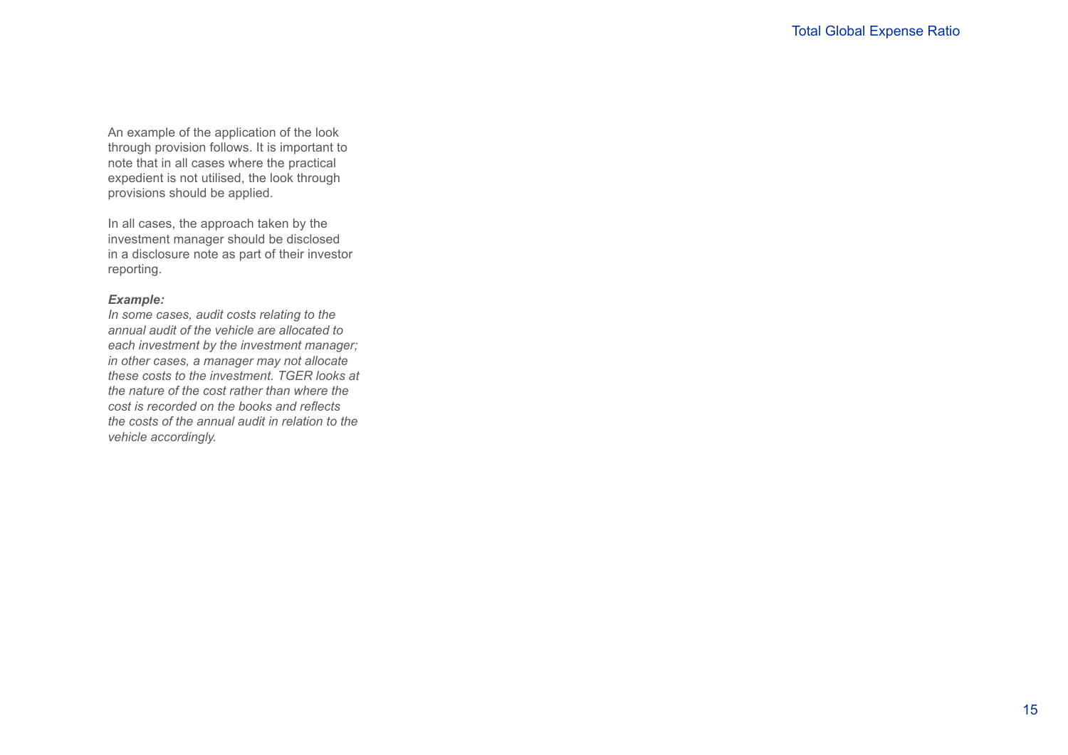An example of the application of the look through provision follows. It is important to note that in all cases where the practical expedient is not utilised, the look through provisions should be applied.

In all cases, the approach taken by the investment manager should be disclosed in a disclosure note as part of their investor reporting.

***Example:***

*In some cases, audit costs relating to the annual audit of the vehicle are allocated to each investment by the investment manager; in other cases, a manager may not allocate these costs to the investment. TGER looks at the nature of the cost rather than where the cost is recorded on the books and reflects the costs of the annual audit in relation to the vehicle accordingly.*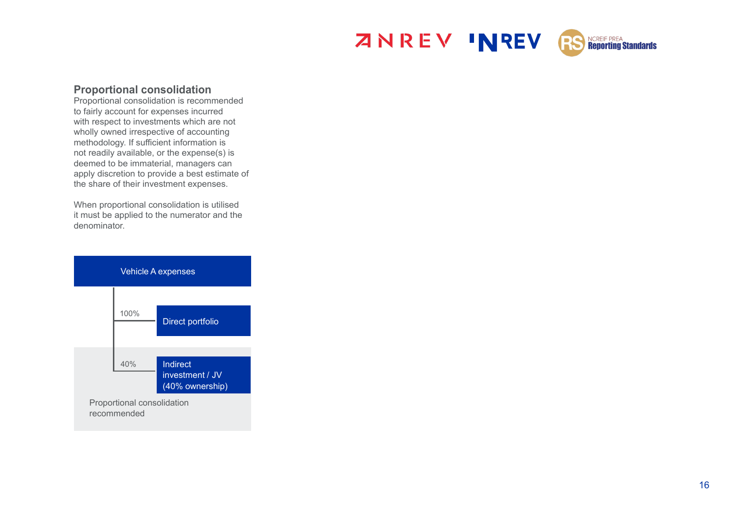## Proportional consolidation

Proportional consolidation is recommended to fairly account for expenses incurred with respect to investments which are not wholly owned irrespective of accounting methodology. If sufficient information is not readily available, or the expense(s) is deemed to be immaterial, managers can apply discretion to provide a best estimate of the share of their investment expenses.

When proportional consolidation is utilised it must be applied to the numerator and the denominator.

Vehicle A expenses

100% — Direct portfolio

40% — Indirect investment / JV (40% ownership)

Proportional consolidation recommended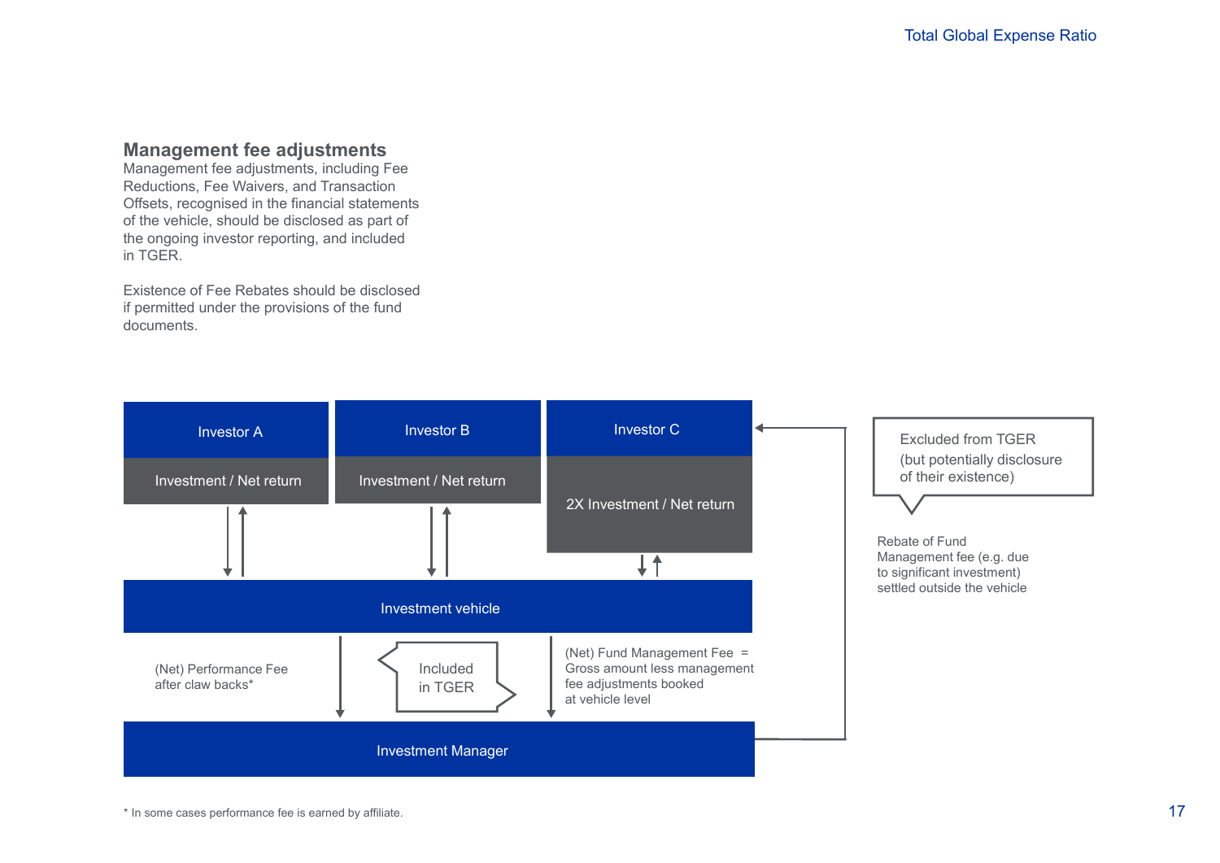## Management fee adjustments

Management fee adjustments, including Fee Reductions, Fee Waivers, and Transaction Offsets, recognised in the financial statements of the vehicle, should be disclosed as part of the ongoing investor reporting, and included in TGER.

Existence of Fee Rebates should be disclosed if permitted under the provisions of the fund documents.

Investor A

Investment / Net return

Investor B

Investment / Net return

Investor C

2X Investment / Net return

Investment vehicle

(Net) Performance Fee after claw backs*

Included in TGER

(Net) Fund Management Fee = Gross amount less management fee adjustments booked at vehicle level

Investment Manager

Excluded from TGER (but potentially disclosure of their existence)

Rebate of Fund Management fee (e.g. due to significant investment) settled outside the vehicle

\* In some cases performance fee is earned by affiliate.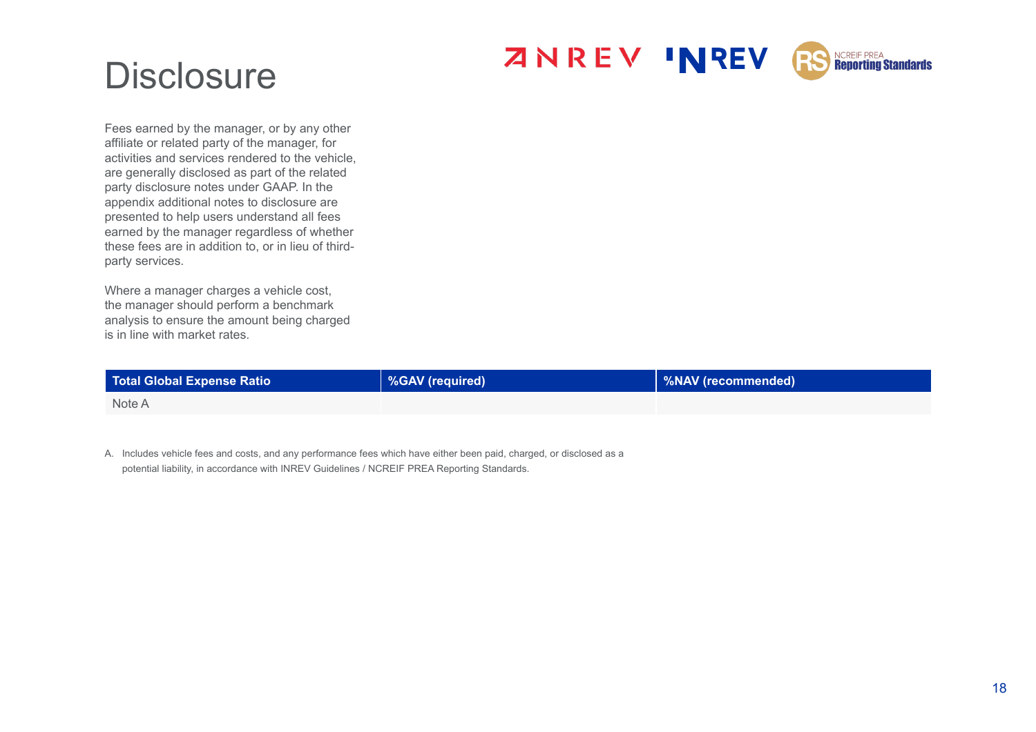# Disclosure

Fees earned by the manager, or by any other affiliate or related party of the manager, for activities and services rendered to the vehicle, are generally disclosed as part of the related party disclosure notes under GAAP. In the appendix additional notes to disclosure are presented to help users understand all fees earned by the manager regardless of whether these fees are in addition to, or in lieu of third-party services.

Where a manager charges a vehicle cost, the manager should perform a benchmark analysis to ensure the amount being charged is in line with market rates.

| Total Global Expense Ratio | %GAV (required) | %NAV (recommended) |
|---|---|---|
| Note A | | |

A. Includes vehicle fees and costs, and any performance fees which have either been paid, charged, or disclosed as a potential liability, in accordance with INREV Guidelines / NCREIF PREA Reporting Standards.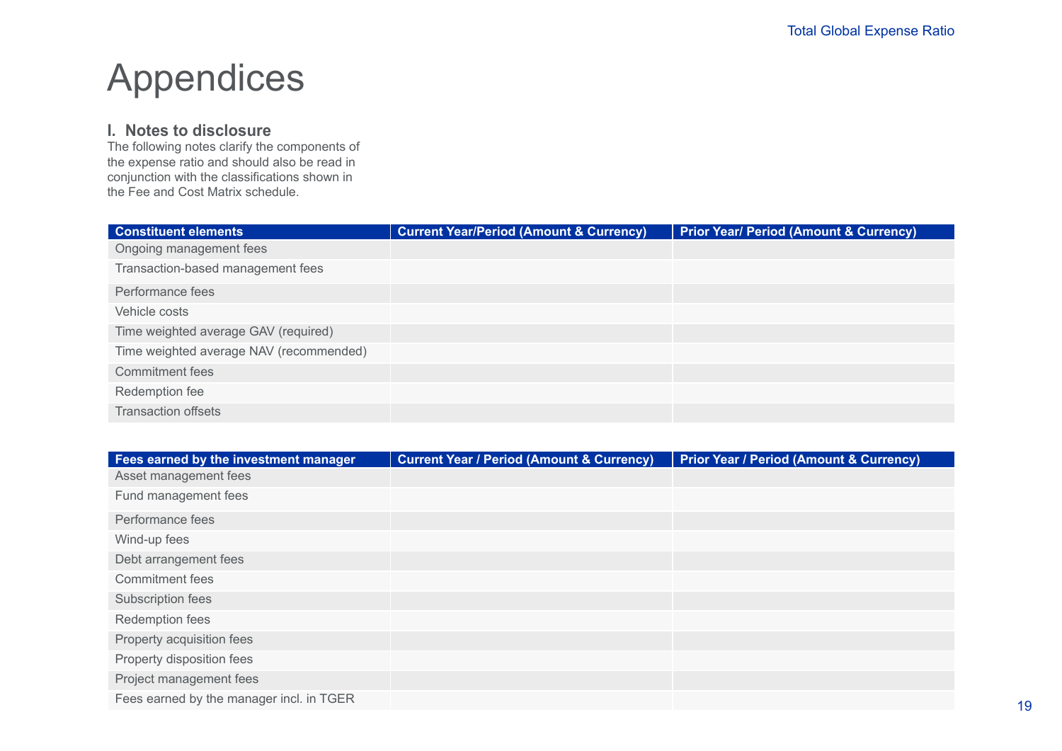# Appendices

### I. Notes to disclosure

The following notes clarify the components of the expense ratio and should also be read in conjunction with the classifications shown in the Fee and Cost Matrix schedule.

| Constituent elements | Current Year/Period (Amount & Currency) | Prior Year/ Period (Amount & Currency) |
|---|---|---|
| Ongoing management fees | | |
| Transaction-based management fees | | |
| Performance fees | | |
| Vehicle costs | | |
| Time weighted average GAV (required) | | |
| Time weighted average NAV (recommended) | | |
| Commitment fees | | |
| Redemption fee | | |
| Transaction offsets | | |

| Fees earned by the investment manager | Current Year / Period (Amount & Currency) | Prior Year / Period (Amount & Currency) |
|---|---|---|
| Asset management fees | | |
| Fund management fees | | |
| Performance fees | | |
| Wind-up fees | | |
| Debt arrangement fees | | |
| Commitment fees | | |
| Subscription fees | | |
| Redemption fees | | |
| Property acquisition fees | | |
| Property disposition fees | | |
| Project management fees | | |
| Fees earned by the manager incl. in TGER | | |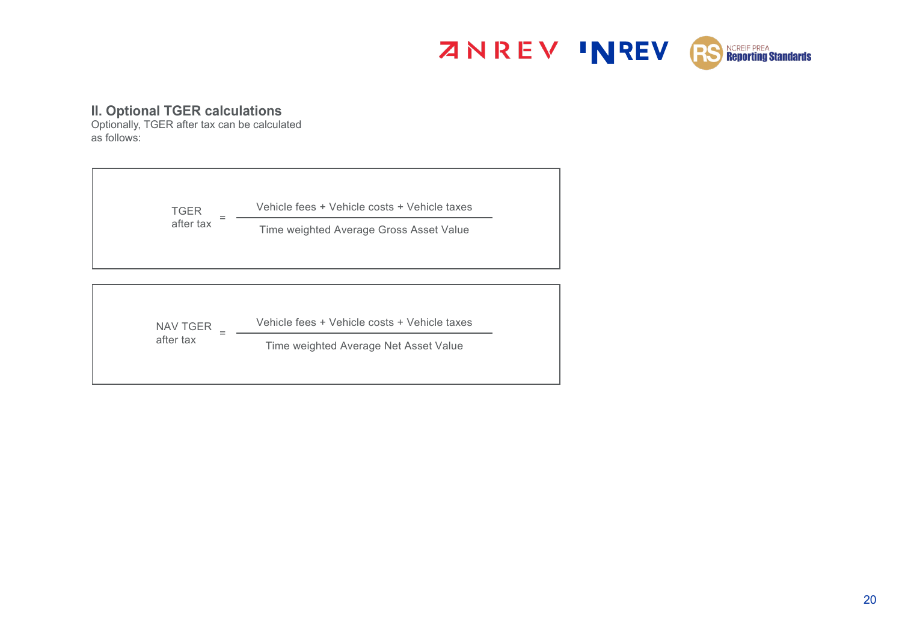## II. Optional TGER calculations

Optionally, TGER after tax can be calculated as follows:

$$\text{TGER after tax} = \frac{\text{Vehicle fees + Vehicle costs + Vehicle taxes}}{\text{Time weighted Average Gross Asset Value}}$$

$$\text{NAV TGER after tax} = \frac{\text{Vehicle fees + Vehicle costs + Vehicle taxes}}{\text{Time weighted Average Net Asset Value}}$$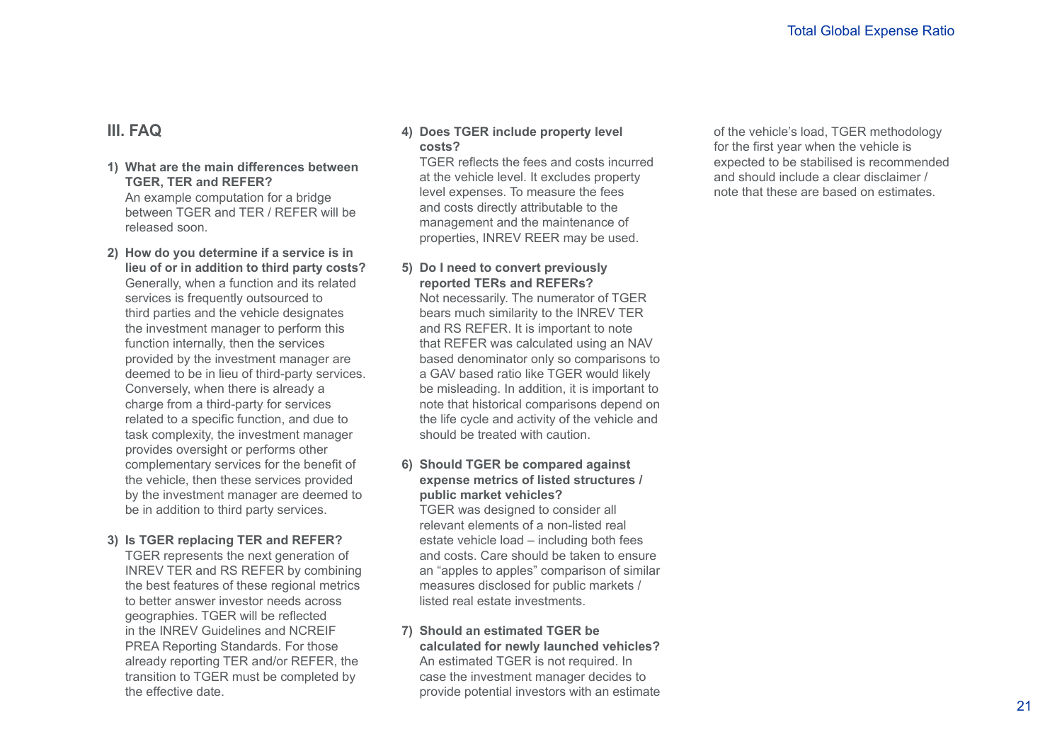## III. FAQ

1) **What are the main differences between TGER, TER and REFER?**
   An example computation for a bridge between TGER and TER / REFER will be released soon.

2) **How do you determine if a service is in lieu of or in addition to third party costs?**
   Generally, when a function and its related services is frequently outsourced to third parties and the vehicle designates the investment manager to perform this function internally, then the services provided by the investment manager are deemed to be in lieu of third-party services. Conversely, when there is already a charge from a third-party for services related to a specific function, and due to task complexity, the investment manager provides oversight or performs other complementary services for the benefit of the vehicle, then these services provided by the investment manager are deemed to be in addition to third party services.

3) **Is TGER replacing TER and REFER?**
   TGER represents the next generation of INREV TER and RS REFER by combining the best features of these regional metrics to better answer investor needs across geographies. TGER will be reflected in the INREV Guidelines and NCREIF PREA Reporting Standards. For those already reporting TER and/or REFER, the transition to TGER must be completed by the effective date.

4) **Does TGER include property level costs?**
   TGER reflects the fees and costs incurred at the vehicle level. It excludes property level expenses. To measure the fees and costs directly attributable to the management and the maintenance of properties, INREV REER may be used.

5) **Do I need to convert previously reported TERs and REFERs?**
   Not necessarily. The numerator of TGER bears much similarity to the INREV TER and RS REFER. It is important to note that REFER was calculated using an NAV based denominator only so comparisons to a GAV based ratio like TGER would likely be misleading. In addition, it is important to note that historical comparisons depend on the life cycle and activity of the vehicle and should be treated with caution.

6) **Should TGER be compared against expense metrics of listed structures / public market vehicles?**
   TGER was designed to consider all relevant elements of a non-listed real estate vehicle load – including both fees and costs. Care should be taken to ensure an "apples to apples" comparison of similar measures disclosed for public markets / listed real estate investments.

7) **Should an estimated TGER be calculated for newly launched vehicles?**
   An estimated TGER is not required. In case the investment manager decides to provide potential investors with an estimate of the vehicle's load, TGER methodology for the first year when the vehicle is expected to be stabilised is recommended and should include a clear disclaimer / note that these are based on estimates.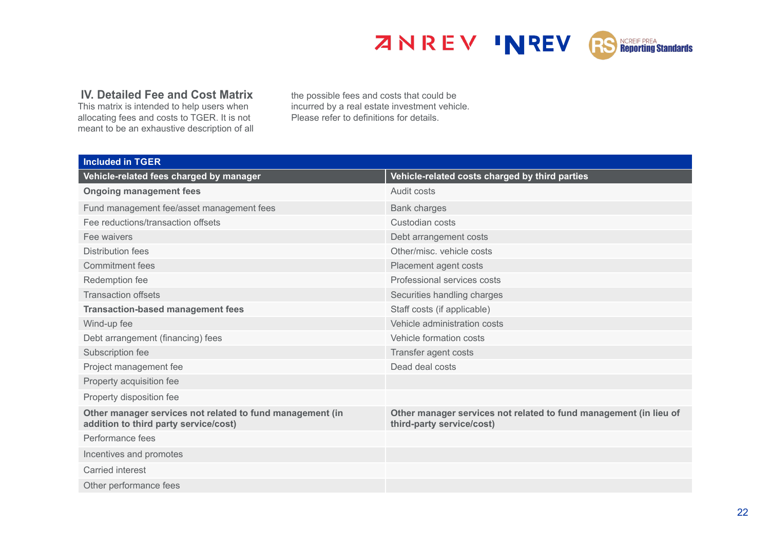## IV. Detailed Fee and Cost Matrix

This matrix is intended to help users when allocating fees and costs to TGER. It is not meant to be an exhaustive description of all the possible fees and costs that could be incurred by a real estate investment vehicle. Please refer to definitions for details.

| **Included in TGER** | |
|---|---|
| **Vehicle-related fees charged by manager** | **Vehicle-related costs charged by third parties** |
| **Ongoing management fees** | Audit costs |
| Fund management fee/asset management fees | Bank charges |
| Fee reductions/transaction offsets | Custodian costs |
| Fee waivers | Debt arrangement costs |
| Distribution fees | Other/misc. vehicle costs |
| Commitment fees | Placement agent costs |
| Redemption fee | Professional services costs |
| Transaction offsets | Securities handling charges |
| **Transaction-based management fees** | Staff costs (if applicable) |
| Wind-up fee | Vehicle administration costs |
| Debt arrangement (financing) fees | Vehicle formation costs |
| Subscription fee | Transfer agent costs |
| Project management fee | Dead deal costs |
| Property acquisition fee | |
| Property disposition fee | |
| **Other manager services not related to fund management (in addition to third party service/cost)** | **Other manager services not related to fund management (in lieu of third-party service/cost)** |
| Performance fees | |
| Incentives and promotes | |
| Carried interest | |
| Other performance fees | |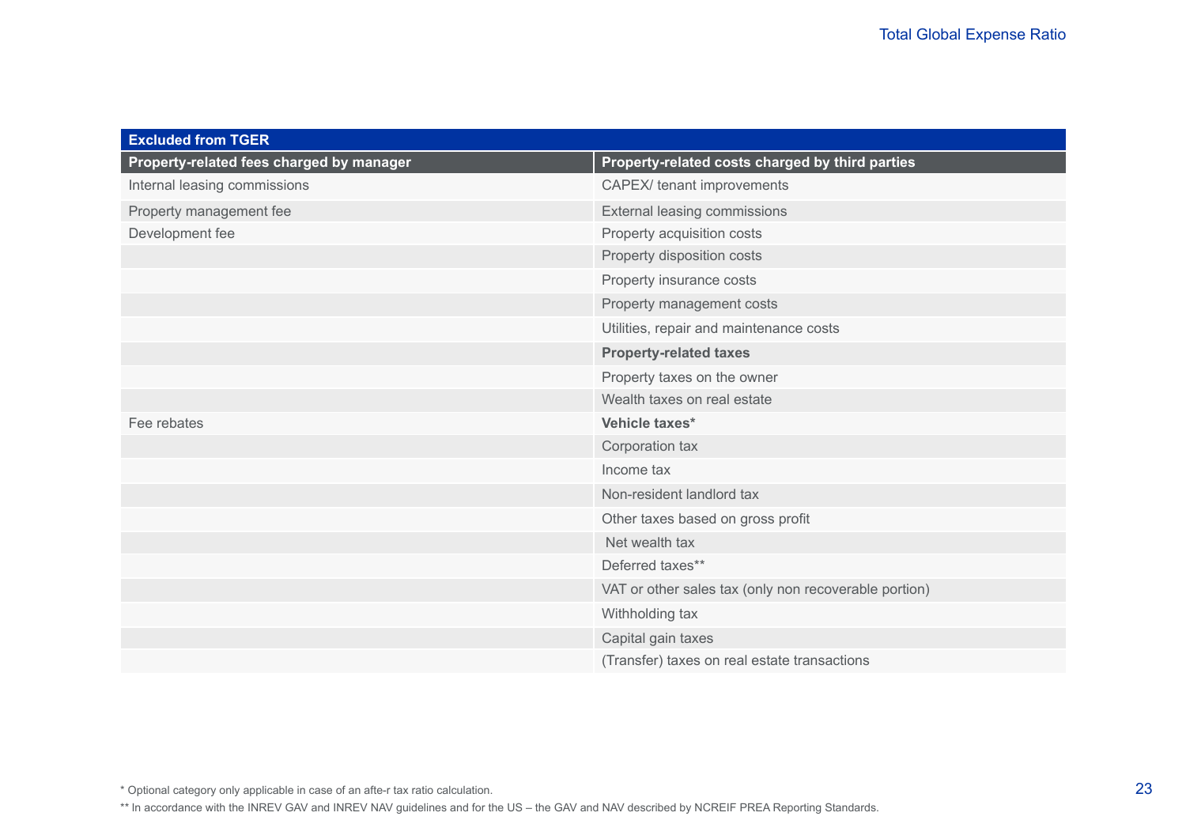| Excluded from TGER | |
|---|---|
| **Property-related fees charged by manager** | **Property-related costs charged by third parties** |
| Internal leasing commissions | CAPEX/ tenant improvements |
| Property management fee | External leasing commissions |
| Development fee | Property acquisition costs |
| | Property disposition costs |
| | Property insurance costs |
| | Property management costs |
| | Utilities, repair and maintenance costs |
| | **Property-related taxes** |
| | Property taxes on the owner |
| | Wealth taxes on real estate |
| Fee rebates | **Vehicle taxes*** |
| | Corporation tax |
| | Income tax |
| | Non-resident landlord tax |
| | Other taxes based on gross profit |
| | Net wealth tax |
| | Deferred taxes** |
| | VAT or other sales tax (only non recoverable portion) |
| | Withholding tax |
| | Capital gain taxes |
| | (Transfer) taxes on real estate transactions |

* Optional category only applicable in case of an afte-r tax ratio calculation.

** In accordance with the INREV GAV and INREV NAV guidelines and for the US – the GAV and NAV described by NCREIF PREA Reporting Standards.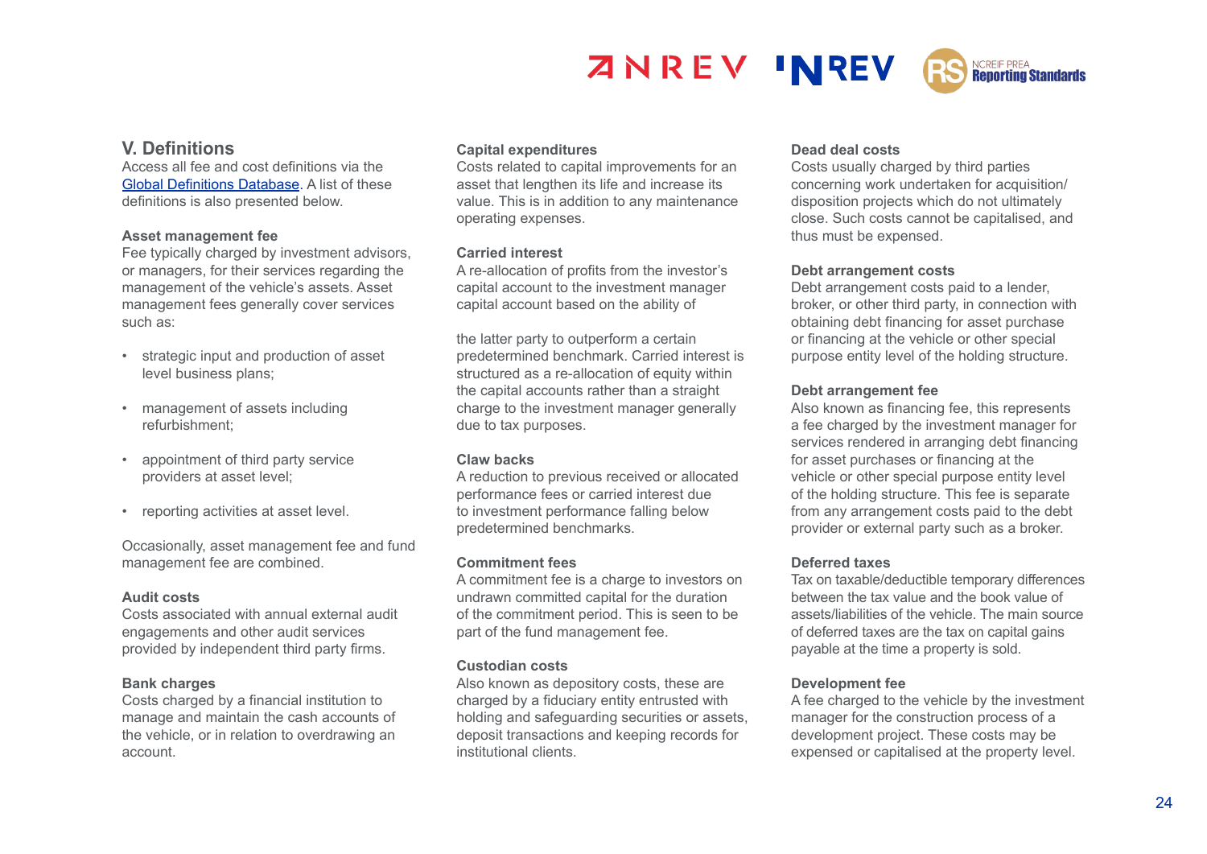## V. Definitions

Access all fee and cost definitions via the Global Definitions Database. A list of these definitions is also presented below.

**Asset management fee**
Fee typically charged by investment advisors, or managers, for their services regarding the management of the vehicle's assets. Asset management fees generally cover services such as:

- strategic input and production of asset level business plans;
- management of assets including refurbishment;
- appointment of third party service providers at asset level;
- reporting activities at asset level.

Occasionally, asset management fee and fund management fee are combined.

**Audit costs**
Costs associated with annual external audit engagements and other audit services provided by independent third party firms.

**Bank charges**
Costs charged by a financial institution to manage and maintain the cash accounts of the vehicle, or in relation to overdrawing an account.

**Capital expenditures**
Costs related to capital improvements for an asset that lengthen its life and increase its value. This is in addition to any maintenance operating expenses.

**Carried interest**
A re-allocation of profits from the investor's capital account to the investment manager capital account based on the ability of the latter party to outperform a certain predetermined benchmark. Carried interest is structured as a re-allocation of equity within the capital accounts rather than a straight charge to the investment manager generally due to tax purposes.

**Claw backs**
A reduction to previous received or allocated performance fees or carried interest due to investment performance falling below predetermined benchmarks.

**Commitment fees**
A commitment fee is a charge to investors on undrawn committed capital for the duration of the commitment period. This is seen to be part of the fund management fee.

**Custodian costs**
Also known as depository costs, these are charged by a fiduciary entity entrusted with holding and safeguarding securities or assets, deposit transactions and keeping records for institutional clients.

**Dead deal costs**
Costs usually charged by third parties concerning work undertaken for acquisition/ disposition projects which do not ultimately close. Such costs cannot be capitalised, and thus must be expensed.

**Debt arrangement costs**
Debt arrangement costs paid to a lender, broker, or other third party, in connection with obtaining debt financing for asset purchase or financing at the vehicle or other special purpose entity level of the holding structure.

**Debt arrangement fee**
Also known as financing fee, this represents a fee charged by the investment manager for services rendered in arranging debt financing for asset purchases or financing at the vehicle or other special purpose entity level of the holding structure. This fee is separate from any arrangement costs paid to the debt provider or external party such as a broker.

**Deferred taxes**
Tax on taxable/deductible temporary differences between the tax value and the book value of assets/liabilities of the vehicle. The main source of deferred taxes are the tax on capital gains payable at the time a property is sold.

**Development fee**
A fee charged to the vehicle by the investment manager for the construction process of a development project. These costs may be expensed or capitalised at the property level.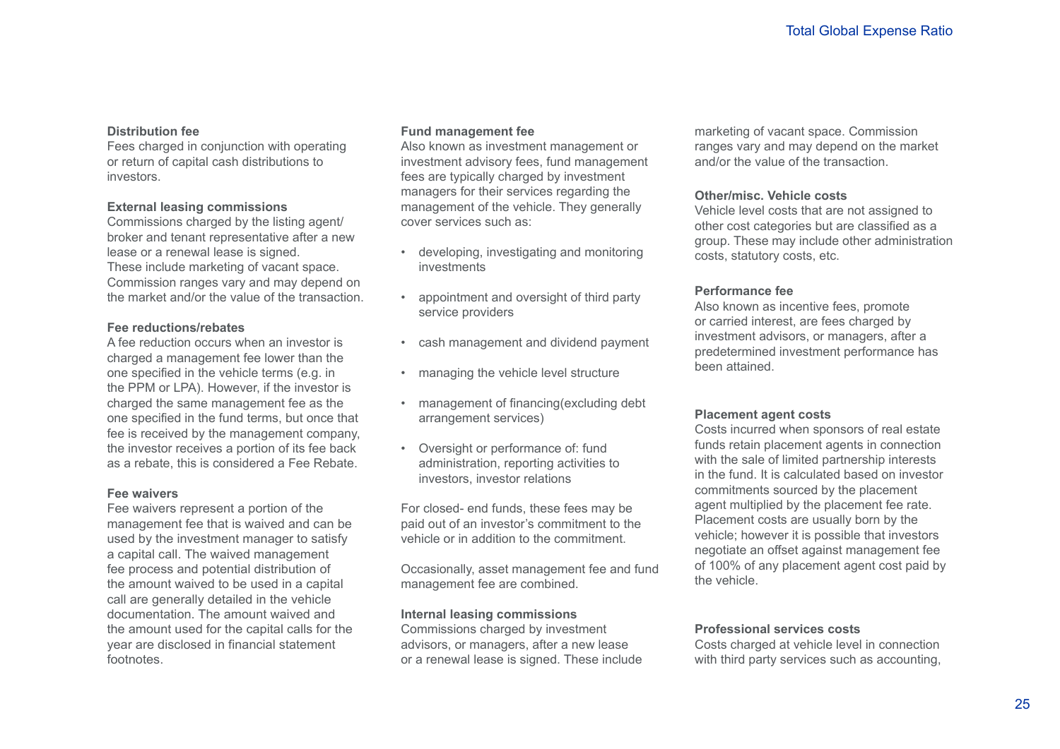**Distribution fee**

Fees charged in conjunction with operating or return of capital cash distributions to investors.

**External leasing commissions**

Commissions charged by the listing agent/ broker and tenant representative after a new lease or a renewal lease is signed. These include marketing of vacant space. Commission ranges vary and may depend on the market and/or the value of the transaction.

**Fee reductions/rebates**

A fee reduction occurs when an investor is charged a management fee lower than the one specified in the vehicle terms (e.g. in the PPM or LPA). However, if the investor is charged the same management fee as the one specified in the fund terms, but once that fee is received by the management company, the investor receives a portion of its fee back as a rebate, this is considered a Fee Rebate.

**Fee waivers**

Fee waivers represent a portion of the management fee that is waived and can be used by the investment manager to satisfy a capital call. The waived management fee process and potential distribution of the amount waived to be used in a capital call are generally detailed in the vehicle documentation. The amount waived and the amount used for the capital calls for the year are disclosed in financial statement footnotes.

**Fund management fee**

Also known as investment management or investment advisory fees, fund management fees are typically charged by investment managers for their services regarding the management of the vehicle. They generally cover services such as:

- developing, investigating and monitoring investments
- appointment and oversight of third party service providers
- cash management and dividend payment
- managing the vehicle level structure
- management of financing(excluding debt arrangement services)
- Oversight or performance of: fund administration, reporting activities to investors, investor relations

For closed- end funds, these fees may be paid out of an investor's commitment to the vehicle or in addition to the commitment.

Occasionally, asset management fee and fund management fee are combined.

**Internal leasing commissions**

Commissions charged by investment advisors, or managers, after a new lease or a renewal lease is signed. These include marketing of vacant space. Commission ranges vary and may depend on the market and/or the value of the transaction.

**Other/misc. Vehicle costs**

Vehicle level costs that are not assigned to other cost categories but are classified as a group. These may include other administration costs, statutory costs, etc.

**Performance fee**

Also known as incentive fees, promote or carried interest, are fees charged by investment advisors, or managers, after a predetermined investment performance has been attained.

**Placement agent costs**

Costs incurred when sponsors of real estate funds retain placement agents in connection with the sale of limited partnership interests in the fund. It is calculated based on investor commitments sourced by the placement agent multiplied by the placement fee rate. Placement costs are usually born by the vehicle; however it is possible that investors negotiate an offset against management fee of 100% of any placement agent cost paid by the vehicle.

**Professional services costs**

Costs charged at vehicle level in connection with third party services such as accounting,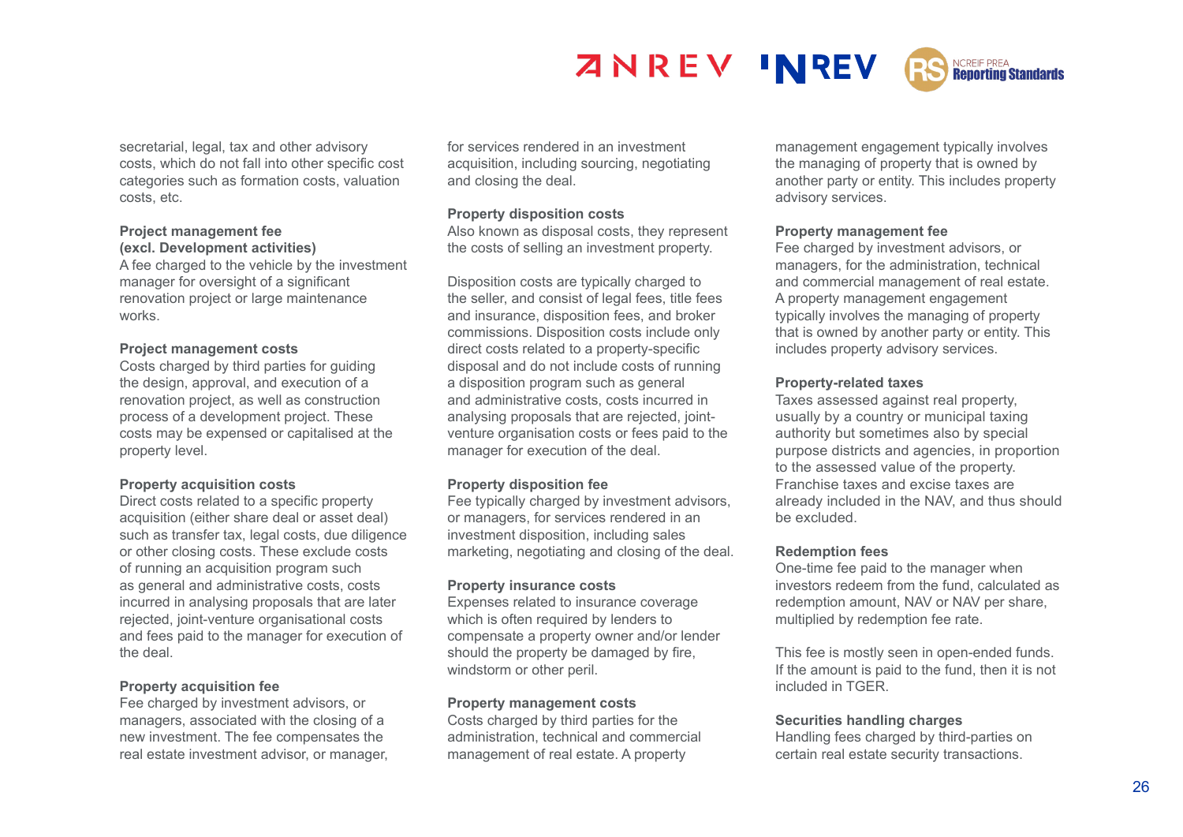secretarial, legal, tax and other advisory costs, which do not fall into other specific cost categories such as formation costs, valuation costs, etc.

**Project management fee (excl. Development activities)**
A fee charged to the vehicle by the investment manager for oversight of a significant renovation project or large maintenance works.

**Project management costs**
Costs charged by third parties for guiding the design, approval, and execution of a renovation project, as well as construction process of a development project. These costs may be expensed or capitalised at the property level.

**Property acquisition costs**
Direct costs related to a specific property acquisition (either share deal or asset deal) such as transfer tax, legal costs, due diligence or other closing costs. These exclude costs of running an acquisition program such as general and administrative costs, costs incurred in analysing proposals that are later rejected, joint-venture organisational costs and fees paid to the manager for execution of the deal.

**Property acquisition fee**
Fee charged by investment advisors, or managers, associated with the closing of a new investment. The fee compensates the real estate investment advisor, or manager, for services rendered in an investment acquisition, including sourcing, negotiating and closing the deal.

**Property disposition costs**
Also known as disposal costs, they represent the costs of selling an investment property.

Disposition costs are typically charged to the seller, and consist of legal fees, title fees and insurance, disposition fees, and broker commissions. Disposition costs include only direct costs related to a property-specific disposal and do not include costs of running a disposition program such as general and administrative costs, costs incurred in analysing proposals that are rejected, joint-venture organisation costs or fees paid to the manager for execution of the deal.

**Property disposition fee**
Fee typically charged by investment advisors, or managers, for services rendered in an investment disposition, including sales marketing, negotiating and closing of the deal.

**Property insurance costs**
Expenses related to insurance coverage which is often required by lenders to compensate a property owner and/or lender should the property be damaged by fire, windstorm or other peril.

**Property management costs**
Costs charged by third parties for the administration, technical and commercial management of real estate. A property management engagement typically involves the managing of property that is owned by another party or entity. This includes property advisory services.

**Property management fee**
Fee charged by investment advisors, or managers, for the administration, technical and commercial management of real estate. A property management engagement typically involves the managing of property that is owned by another party or entity. This includes property advisory services.

**Property-related taxes**
Taxes assessed against real property, usually by a country or municipal taxing authority but sometimes also by special purpose districts and agencies, in proportion to the assessed value of the property. Franchise taxes and excise taxes are already included in the NAV, and thus should be excluded.

**Redemption fees**
One-time fee paid to the manager when investors redeem from the fund, calculated as redemption amount, NAV or NAV per share, multiplied by redemption fee rate.

This fee is mostly seen in open-ended funds. If the amount is paid to the fund, then it is not included in TGER.

**Securities handling charges**
Handling fees charged by third-parties on certain real estate security transactions.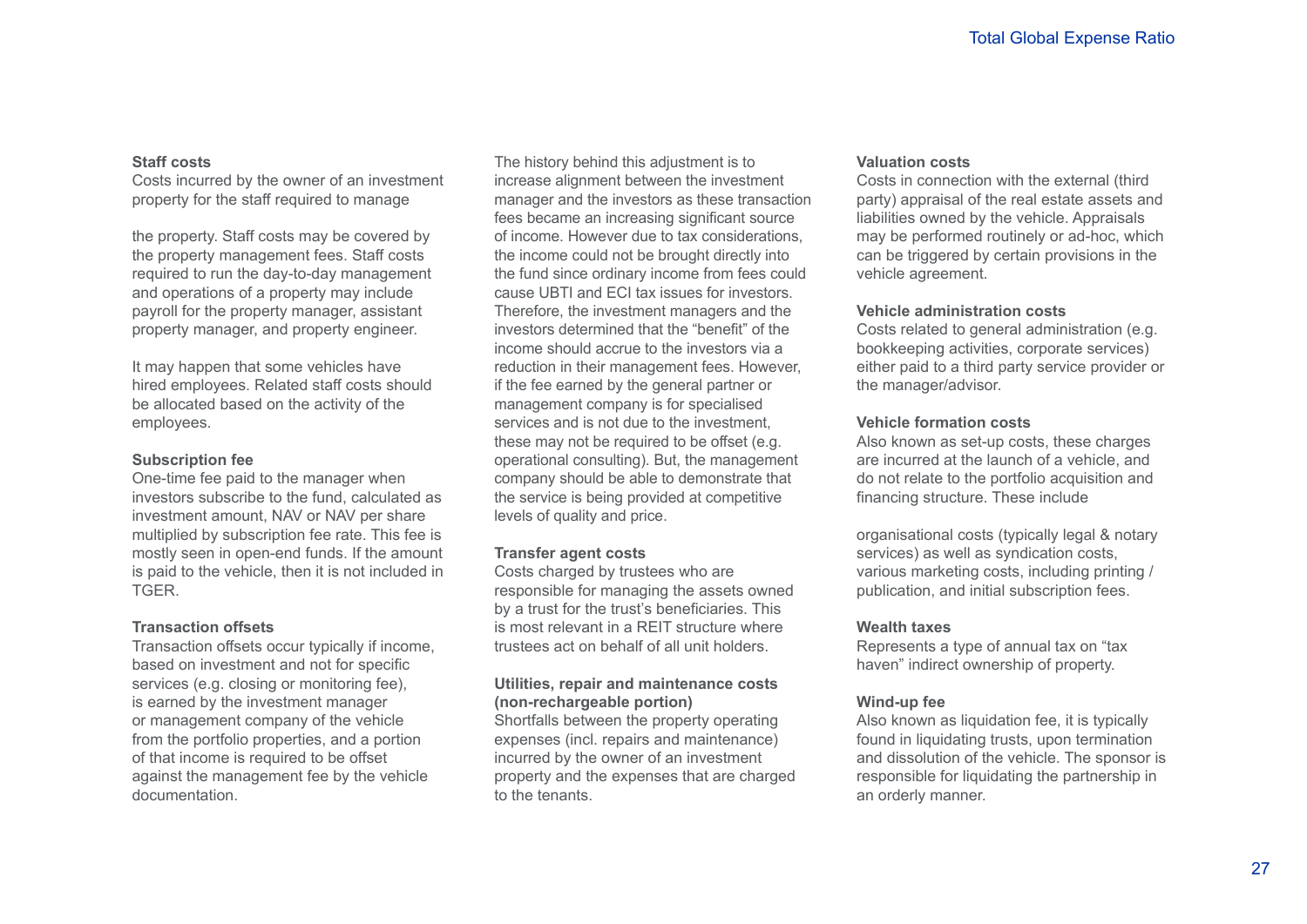**Staff costs**
Costs incurred by the owner of an investment property for the staff required to manage the property. Staff costs may be covered by the property management fees. Staff costs required to run the day-to-day management and operations of a property may include payroll for the property manager, assistant property manager, and property engineer.

It may happen that some vehicles have hired employees. Related staff costs should be allocated based on the activity of the employees.

**Subscription fee**
One-time fee paid to the manager when investors subscribe to the fund, calculated as investment amount, NAV or NAV per share multiplied by subscription fee rate. This fee is mostly seen in open-end funds. If the amount is paid to the vehicle, then it is not included in TGER.

**Transaction offsets**
Transaction offsets occur typically if income, based on investment and not for specific services (e.g. closing or monitoring fee), is earned by the investment manager or management company of the vehicle from the portfolio properties, and a portion of that income is required to be offset against the management fee by the vehicle documentation.

The history behind this adjustment is to increase alignment between the investment manager and the investors as these transaction fees became an increasing significant source of income. However due to tax considerations, the income could not be brought directly into the fund since ordinary income from fees could cause UBTI and ECI tax issues for investors. Therefore, the investment managers and the investors determined that the “benefit” of the income should accrue to the investors via a reduction in their management fees. However, if the fee earned by the general partner or management company is for specialised services and is not due to the investment, these may not be required to be offset (e.g. operational consulting). But, the management company should be able to demonstrate that the service is being provided at competitive levels of quality and price.

**Transfer agent costs**
Costs charged by trustees who are responsible for managing the assets owned by a trust for the trust’s beneficiaries. This is most relevant in a REIT structure where trustees act on behalf of all unit holders.

**Utilities, repair and maintenance costs (non-rechargeable portion)**
Shortfalls between the property operating expenses (incl. repairs and maintenance) incurred by the owner of an investment property and the expenses that are charged to the tenants.

**Valuation costs**
Costs in connection with the external (third party) appraisal of the real estate assets and liabilities owned by the vehicle. Appraisals may be performed routinely or ad-hoc, which can be triggered by certain provisions in the vehicle agreement.

**Vehicle administration costs**
Costs related to general administration (e.g. bookkeeping activities, corporate services) either paid to a third party service provider or the manager/advisor.

**Vehicle formation costs**
Also known as set-up costs, these charges are incurred at the launch of a vehicle, and do not relate to the portfolio acquisition and financing structure. These include organisational costs (typically legal & notary services) as well as syndication costs, various marketing costs, including printing / publication, and initial subscription fees.

**Wealth taxes**
Represents a type of annual tax on “tax haven” indirect ownership of property.

**Wind-up fee**
Also known as liquidation fee, it is typically found in liquidating trusts, upon termination and dissolution of the vehicle. The sponsor is responsible for liquidating the partnership in an orderly manner.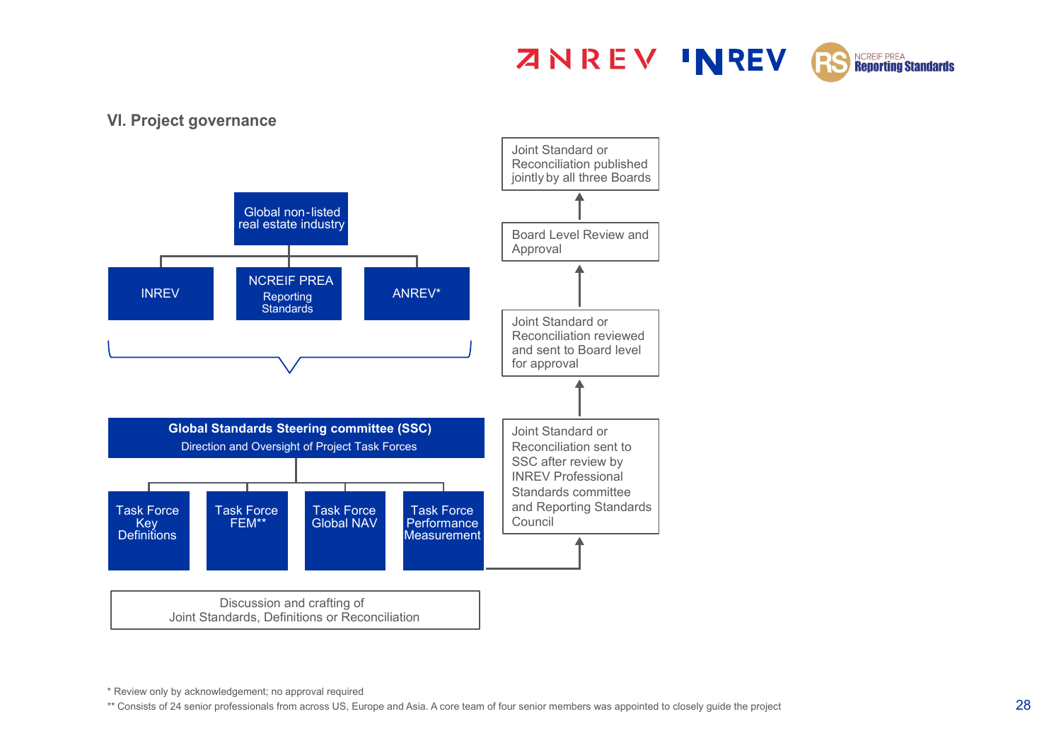## VI. Project governance

Global non-listed real estate industry

INREV

NCREIF PREA Reporting Standards

ANREV*

Global Standards Steering committee (SSC)
Direction and Oversight of Project Task Forces

Task Force Key Definitions

Task Force FEM**

Task Force Global NAV

Task Force Performance Measurement

Discussion and crafting of Joint Standards, Definitions or Reconciliation

Joint Standard or Reconciliation sent to SSC after review by INREV Professional Standards committee and Reporting Standards Council

Joint Standard or Reconciliation reviewed and sent to Board level for approval

Board Level Review and Approval

Joint Standard or Reconciliation published jointly by all three Boards

\* Review only by acknowledgement; no approval required

\*\* Consists of 24 senior professionals from across US, Europe and Asia. A core team of four senior members was appointed to closely guide the project